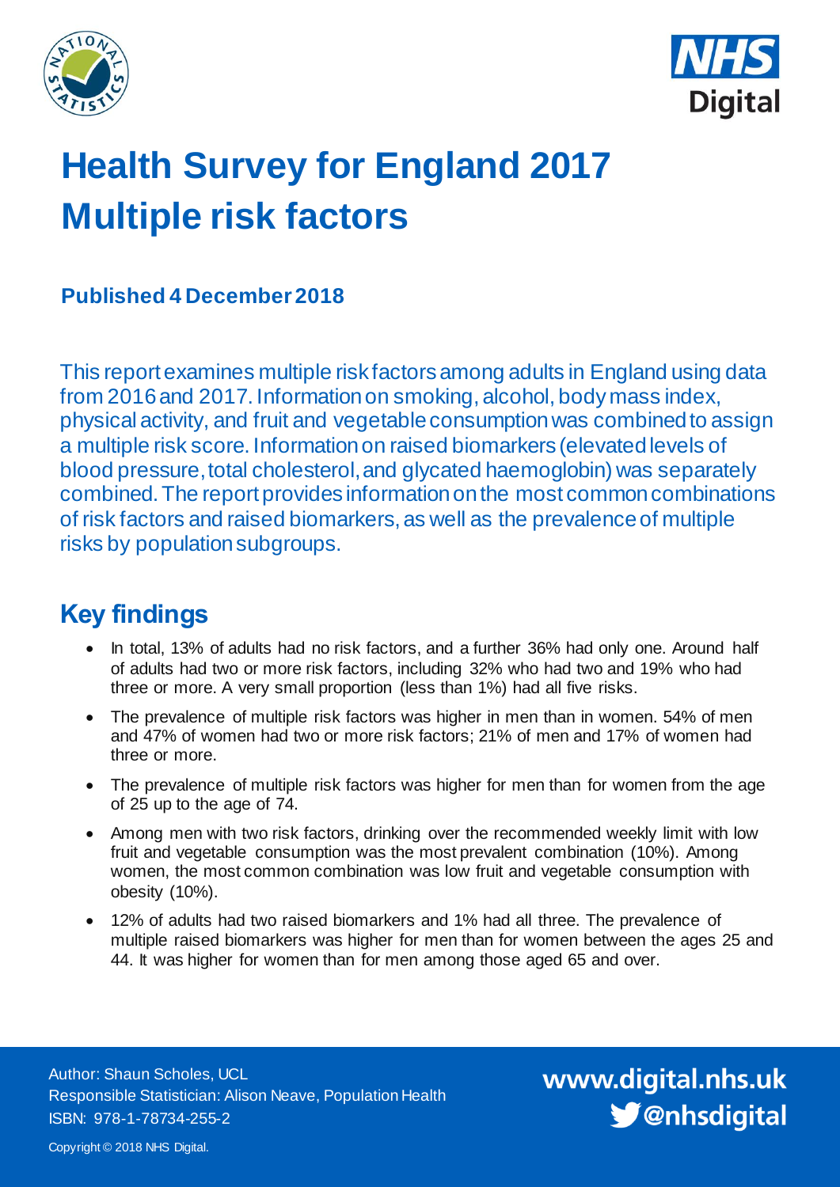# Health Survey for England 2017
# Multiple risk factors

**Published 4 December 2018**

This report examines multiple risk factors among adults in England using data from 2016 and 2017. Information on smoking, alcohol, body mass index, physical activity, and fruit and vegetable consumption was combined to assign a multiple risk score. Information on raised biomarkers (elevated levels of blood pressure, total cholesterol, and glycated haemoglobin) was separately combined. The report provides information on the most common combinations of risk factors and raised biomarkers, as well as the prevalence of multiple risks by population subgroups.

## Key findings

- In total, 13% of adults had no risk factors, and a further 36% had only one. Around half of adults had two or more risk factors, including 32% who had two and 19% who had three or more. A very small proportion (less than 1%) had all five risks.
- The prevalence of multiple risk factors was higher in men than in women. 54% of men and 47% of women had two or more risk factors; 21% of men and 17% of women had three or more.
- The prevalence of multiple risk factors was higher for men than for women from the age of 25 up to the age of 74.
- Among men with two risk factors, drinking over the recommended weekly limit with low fruit and vegetable consumption was the most prevalent combination (10%). Among women, the most common combination was low fruit and vegetable consumption with obesity (10%).
- 12% of adults had two raised biomarkers and 1% had all three. The prevalence of multiple raised biomarkers was higher for men than for women between the ages 25 and 44. It was higher for women than for men among those aged 65 and over.

Author: Shaun Scholes, UCL
Responsible Statistician: Alison Neave, Population Health
ISBN: 978-1-78734-255-2

Copyright © 2018 NHS Digital.

www.digital.nhs.uk
@nhsdigital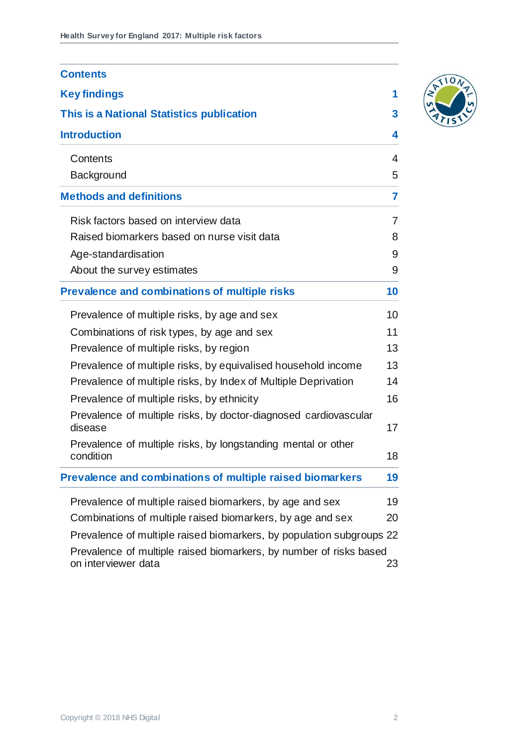## Contents

| | |
|---|---|
| **Key findings** | **1** |
| **This is a National Statistics publication** | **3** |
| **Introduction** | **4** |
| Contents | 4 |
| Background | 5 |
| **Methods and definitions** | **7** |
| Risk factors based on interview data | 7 |
| Raised biomarkers based on nurse visit data | 8 |
| Age-standardisation | 9 |
| About the survey estimates | 9 |
| **Prevalence and combinations of multiple risks** | **10** |
| Prevalence of multiple risks, by age and sex | 10 |
| Combinations of risk types, by age and sex | 11 |
| Prevalence of multiple risks, by region | 13 |
| Prevalence of multiple risks, by equivalised household income | 13 |
| Prevalence of multiple risks, by Index of Multiple Deprivation | 14 |
| Prevalence of multiple risks, by ethnicity | 16 |
| Prevalence of multiple risks, by doctor-diagnosed cardiovascular disease | 17 |
| Prevalence of multiple risks, by longstanding mental or other condition | 18 |
| **Prevalence and combinations of multiple raised biomarkers** | **19** |
| Prevalence of multiple raised biomarkers, by age and sex | 19 |
| Combinations of multiple raised biomarkers, by age and sex | 20 |
| Prevalence of multiple raised biomarkers, by population subgroups | 22 |
| Prevalence of multiple raised biomarkers, by number of risks based on interviewer data | 23 |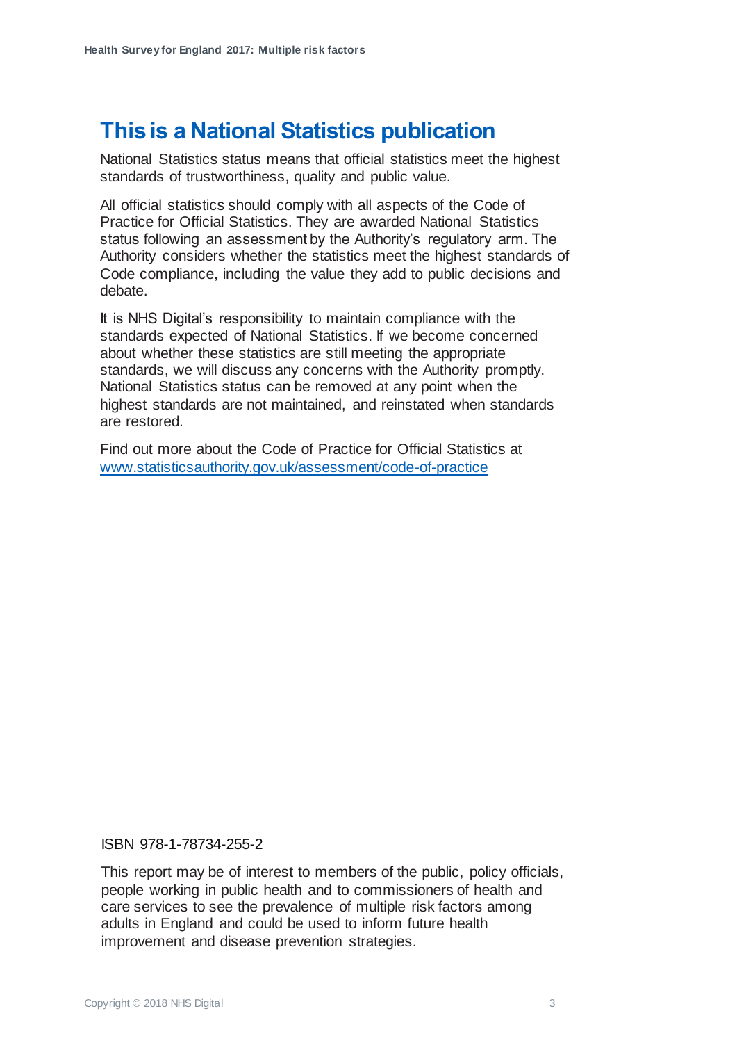# This is a National Statistics publication

National Statistics status means that official statistics meet the highest standards of trustworthiness, quality and public value.

All official statistics should comply with all aspects of the Code of Practice for Official Statistics. They are awarded National Statistics status following an assessment by the Authority's regulatory arm. The Authority considers whether the statistics meet the highest standards of Code compliance, including the value they add to public decisions and debate.

It is NHS Digital's responsibility to maintain compliance with the standards expected of National Statistics. If we become concerned about whether these statistics are still meeting the appropriate standards, we will discuss any concerns with the Authority promptly. National Statistics status can be removed at any point when the highest standards are not maintained, and reinstated when standards are restored.

Find out more about the Code of Practice for Official Statistics at [www.statisticsauthority.gov.uk/assessment/code-of-practice](www.statisticsauthority.gov.uk/assessment/code-of-practice)

ISBN 978-1-78734-255-2

This report may be of interest to members of the public, policy officials, people working in public health and to commissioners of health and care services to see the prevalence of multiple risk factors among adults in England and could be used to inform future health improvement and disease prevention strategies.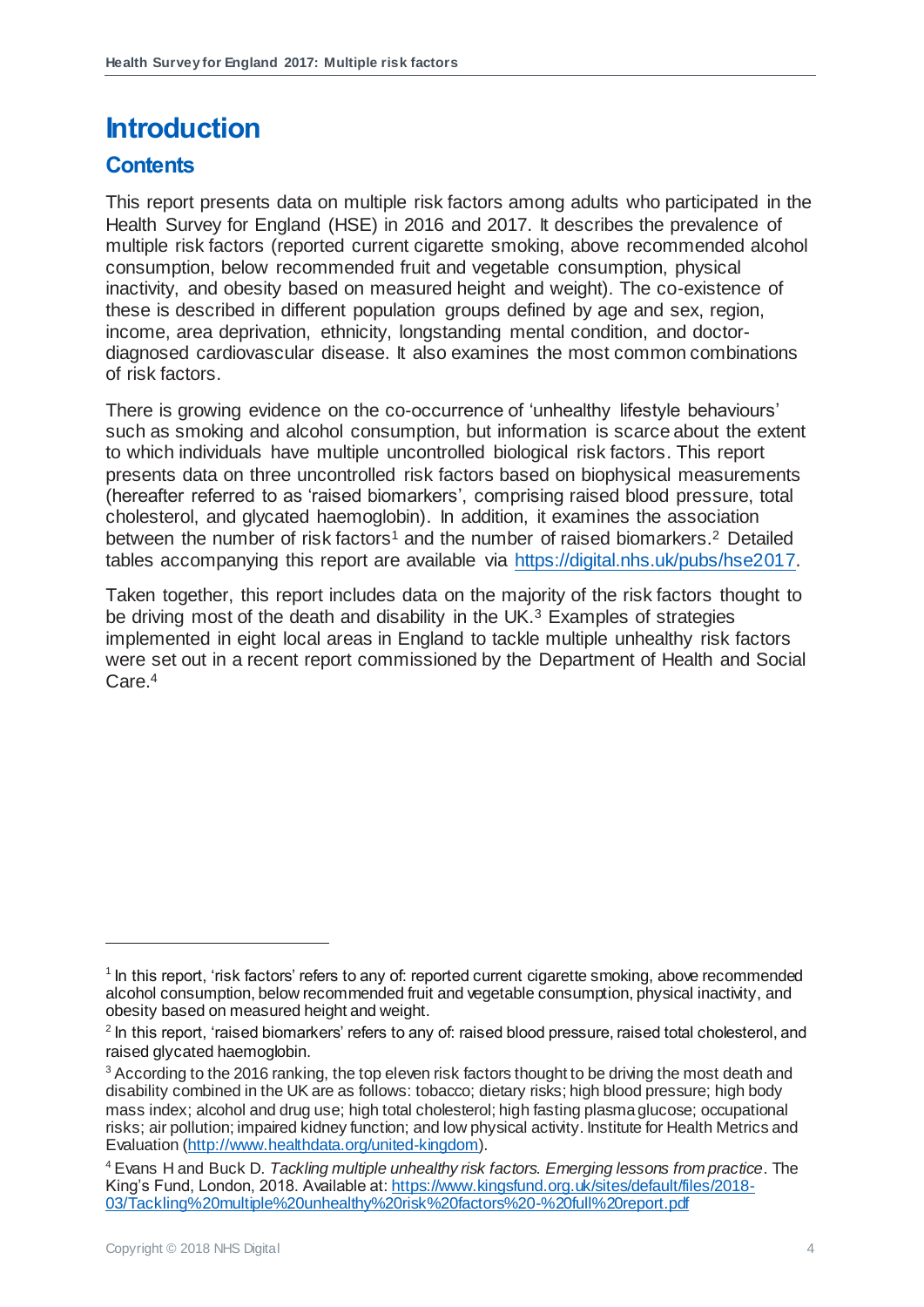# Introduction

## Contents

This report presents data on multiple risk factors among adults who participated in the Health Survey for England (HSE) in 2016 and 2017. It describes the prevalence of multiple risk factors (reported current cigarette smoking, above recommended alcohol consumption, below recommended fruit and vegetable consumption, physical inactivity, and obesity based on measured height and weight). The co-existence of these is described in different population groups defined by age and sex, region, income, area deprivation, ethnicity, longstanding mental condition, and doctor-diagnosed cardiovascular disease. It also examines the most common combinations of risk factors.

There is growing evidence on the co-occurrence of 'unhealthy lifestyle behaviours' such as smoking and alcohol consumption, but information is scarce about the extent to which individuals have multiple uncontrolled biological risk factors. This report presents data on three uncontrolled risk factors based on biophysical measurements (hereafter referred to as 'raised biomarkers', comprising raised blood pressure, total cholesterol, and glycated haemoglobin). In addition, it examines the association between the number of risk factors[1] and the number of raised biomarkers.[2] Detailed tables accompanying this report are available via https://digital.nhs.uk/pubs/hse2017.

Taken together, this report includes data on the majority of the risk factors thought to be driving most of the death and disability in the UK.[3] Examples of strategies implemented in eight local areas in England to tackle multiple unhealthy risk factors were set out in a recent report commissioned by the Department of Health and Social Care.[4]

---

[1] In this report, 'risk factors' refers to any of: reported current cigarette smoking, above recommended alcohol consumption, below recommended fruit and vegetable consumption, physical inactivity, and obesity based on measured height and weight.

[2] In this report, 'raised biomarkers' refers to any of: raised blood pressure, raised total cholesterol, and raised glycated haemoglobin.

[3] According to the 2016 ranking, the top eleven risk factors thought to be driving the most death and disability combined in the UK are as follows: tobacco; dietary risks; high blood pressure; high body mass index; alcohol and drug use; high total cholesterol; high fasting plasma glucose; occupational risks; air pollution; impaired kidney function; and low physical activity. Institute for Health Metrics and Evaluation (http://www.healthdata.org/united-kingdom).

[4] Evans H and Buck D. *Tackling multiple unhealthy risk factors. Emerging lessons from practice*. The King's Fund, London, 2018. Available at: https://www.kingsfund.org.uk/sites/default/files/2018-03/Tackling%20multiple%20unhealthy%20risk%20factors%20-%20full%20report.pdf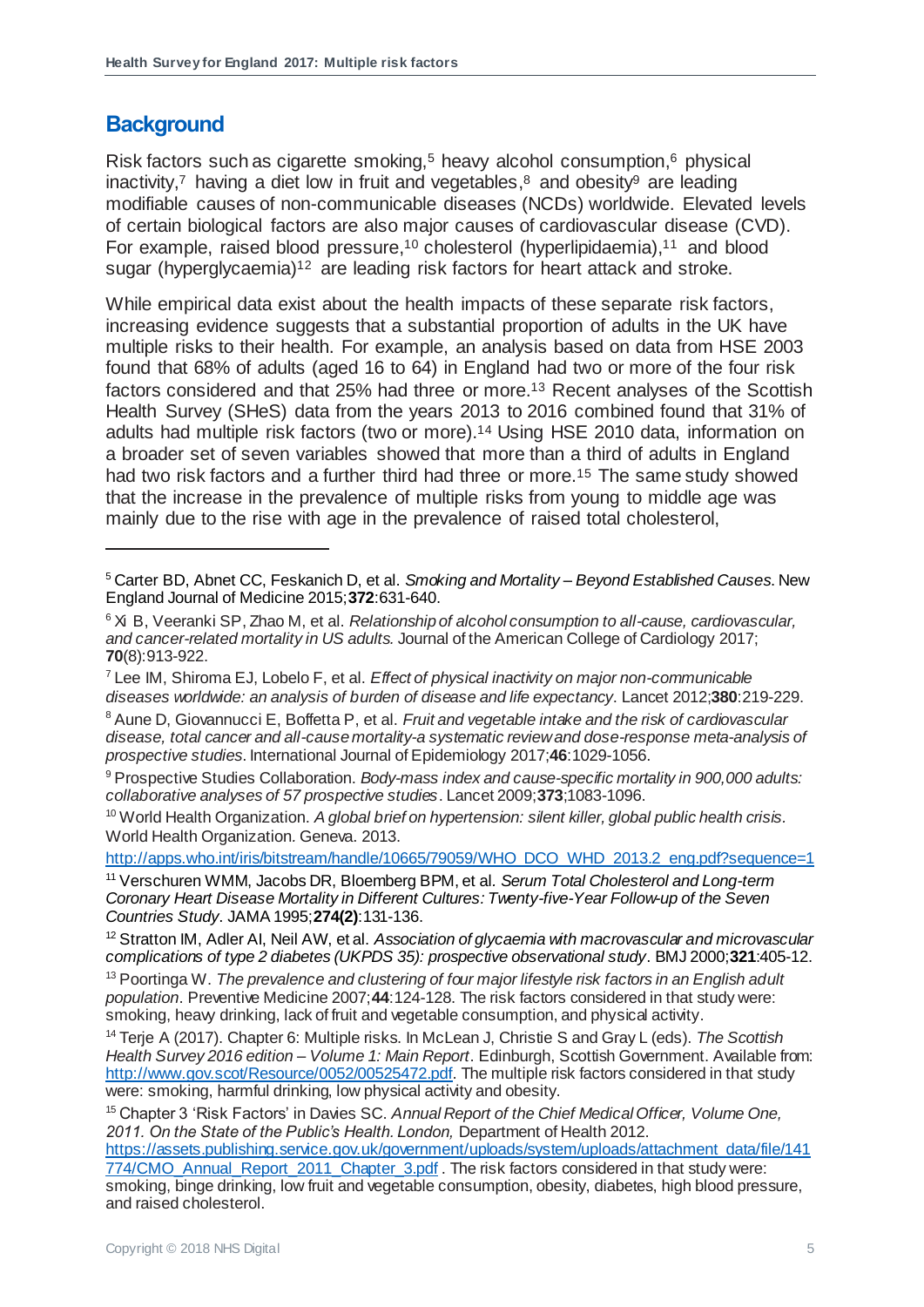## Background

Risk factors such as cigarette smoking,[5] heavy alcohol consumption,[6] physical inactivity,[7] having a diet low in fruit and vegetables,[8] and obesity[9] are leading modifiable causes of non-communicable diseases (NCDs) worldwide. Elevated levels of certain biological factors are also major causes of cardiovascular disease (CVD). For example, raised blood pressure,[10] cholesterol (hyperlipidaemia),[11] and blood sugar (hyperglycaemia)[12] are leading risk factors for heart attack and stroke.

While empirical data exist about the health impacts of these separate risk factors, increasing evidence suggests that a substantial proportion of adults in the UK have multiple risks to their health. For example, an analysis based on data from HSE 2003 found that 68% of adults (aged 16 to 64) in England had two or more of the four risk factors considered and that 25% had three or more.[13] Recent analyses of the Scottish Health Survey (SHeS) data from the years 2013 to 2016 combined found that 31% of adults had multiple risk factors (two or more).[14] Using HSE 2010 data, information on a broader set of seven variables showed that more than a third of adults in England had two risk factors and a further third had three or more.[15] The same study showed that the increase in the prevalence of multiple risks from young to middle age was mainly due to the rise with age in the prevalence of raised total cholesterol,

---

[5] Carter BD, Abnet CC, Feskanich D, et al. *Smoking and Mortality – Beyond Established Causes*. New England Journal of Medicine 2015;**372**:631-640.

[6] Xi B, Veeranki SP, Zhao M, et al. *Relationship of alcohol consumption to all-cause, cardiovascular, and cancer-related mortality in US adults.* Journal of the American College of Cardiology 2017; **70**(8):913-922.

[7] Lee IM, Shiroma EJ, Lobelo F, et al. *Effect of physical inactivity on major non-communicable diseases worldwide: an analysis of burden of disease and life expectancy*. Lancet 2012;**380**:219-229.

[8] Aune D, Giovannucci E, Boffetta P, et al. *Fruit and vegetable intake and the risk of cardiovascular disease, total cancer and all-cause mortality-a systematic review and dose-response meta-analysis of prospective studies*. International Journal of Epidemiology 2017;**46**:1029-1056.

[9] Prospective Studies Collaboration. *Body-mass index and cause-specific mortality in 900,000 adults: collaborative analyses of 57 prospective studies*. Lancet 2009;**373**;1083-1096.

[10] World Health Organization. *A global brief on hypertension: silent killer, global public health crisis*. World Health Organization. Geneva. 2013.
http://apps.who.int/iris/bitstream/handle/10665/79059/WHO_DCO_WHD_2013.2_eng.pdf?sequence=1

[11] Verschuren WMM, Jacobs DR, Bloemberg BPM, et al. *Serum Total Cholesterol and Long-term Coronary Heart Disease Mortality in Different Cultures: Twenty-five-Year Follow-up of the Seven Countries Study*. JAMA 1995;**274(2)**:131-136.

[12] Stratton IM, Adler AI, Neil AW, et al. *Association of glycaemia with macrovascular and microvascular complications of type 2 diabetes (UKPDS 35): prospective observational study*. BMJ 2000;**321**:405-12.

[13] Poortinga W. *The prevalence and clustering of four major lifestyle risk factors in an English adult population*. Preventive Medicine 2007;**44**:124-128. The risk factors considered in that study were: smoking, heavy drinking, lack of fruit and vegetable consumption, and physical activity.

[14] Terje A (2017). Chapter 6: Multiple risks. In McLean J, Christie S and Gray L (eds). *The Scottish Health Survey 2016 edition – Volume 1: Main Report*. Edinburgh, Scottish Government. Available from: http://www.gov.scot/Resource/0052/00525472.pdf. The multiple risk factors considered in that study were: smoking, harmful drinking, low physical activity and obesity.

[15] Chapter 3 'Risk Factors' in Davies SC. *Annual Report of the Chief Medical Officer, Volume One, 2011. On the State of the Public's Health. London,* Department of Health 2012.
https://assets.publishing.service.gov.uk/government/uploads/system/uploads/attachment_data/file/141774/CMO_Annual_Report_2011_Chapter_3.pdf . The risk factors considered in that study were: smoking, binge drinking, low fruit and vegetable consumption, obesity, diabetes, high blood pressure, and raised cholesterol.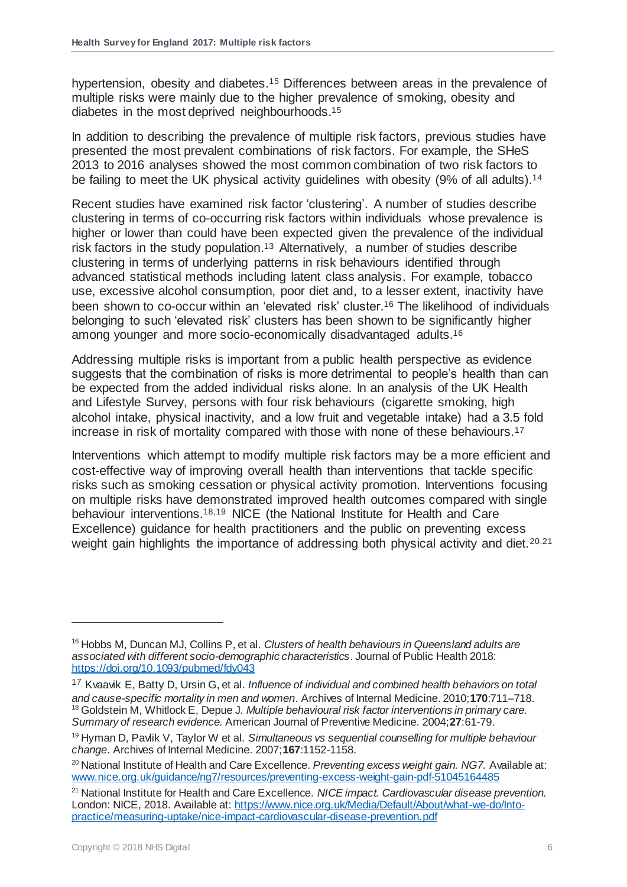hypertension, obesity and diabetes.[15] Differences between areas in the prevalence of multiple risks were mainly due to the higher prevalence of smoking, obesity and diabetes in the most deprived neighbourhoods.[15]

In addition to describing the prevalence of multiple risk factors, previous studies have presented the most prevalent combinations of risk factors. For example, the SHeS 2013 to 2016 analyses showed the most common combination of two risk factors to be failing to meet the UK physical activity guidelines with obesity (9% of all adults).[14]

Recent studies have examined risk factor 'clustering'. A number of studies describe clustering in terms of co-occurring risk factors within individuals whose prevalence is higher or lower than could have been expected given the prevalence of the individual risk factors in the study population.[13] Alternatively, a number of studies describe clustering in terms of underlying patterns in risk behaviours identified through advanced statistical methods including latent class analysis. For example, tobacco use, excessive alcohol consumption, poor diet and, to a lesser extent, inactivity have been shown to co-occur within an 'elevated risk' cluster.[16] The likelihood of individuals belonging to such 'elevated risk' clusters has been shown to be significantly higher among younger and more socio-economically disadvantaged adults.[16]

Addressing multiple risks is important from a public health perspective as evidence suggests that the combination of risks is more detrimental to people's health than can be expected from the added individual risks alone. In an analysis of the UK Health and Lifestyle Survey, persons with four risk behaviours (cigarette smoking, high alcohol intake, physical inactivity, and a low fruit and vegetable intake) had a 3.5 fold increase in risk of mortality compared with those with none of these behaviours.[17]

Interventions which attempt to modify multiple risk factors may be a more efficient and cost-effective way of improving overall health than interventions that tackle specific risks such as smoking cessation or physical activity promotion. Interventions focusing on multiple risks have demonstrated improved health outcomes compared with single behaviour interventions.[18,19] NICE (the National Institute for Health and Care Excellence) guidance for health practitioners and the public on preventing excess weight gain highlights the importance of addressing both physical activity and diet.[20,21]

---

[16] Hobbs M, Duncan MJ, Collins P, et al. *Clusters of health behaviours in Queensland adults are associated with different socio-demographic characteristics*. Journal of Public Health 2018: https://doi.org/10.1093/pubmed/fdy043

[17] Kvaavik E, Batty D, Ursin G, et al. *Influence of individual and combined health behaviors on total and cause-specific mortality in men and women*. Archives of Internal Medicine. 2010;**170**:711–718.

[18] Goldstein M, Whitlock E, Depue J. *Multiple behavioural risk factor interventions in primary care. Summary of research evidence.* American Journal of Preventive Medicine. 2004;**27**:61-79.

[19] Hyman D, Pavlik V, Taylor W et al. *Simultaneous vs sequential counselling for multiple behaviour change*. Archives of Internal Medicine. 2007;**167**:1152-1158.

[20] National Institute of Health and Care Excellence. *Preventing excess weight gain. NG7.* Available at: www.nice.org.uk/guidance/ng7/resources/preventing-excess-weight-gain-pdf-51045164485

[21] National Institute for Health and Care Excellence. *NICE impact. Cardiovascular disease prevention.* London: NICE, 2018. Available at: https://www.nice.org.uk/Media/Default/About/what-we-do/Into-practice/measuring-uptake/nice-impact-cardiovascular-disease-prevention.pdf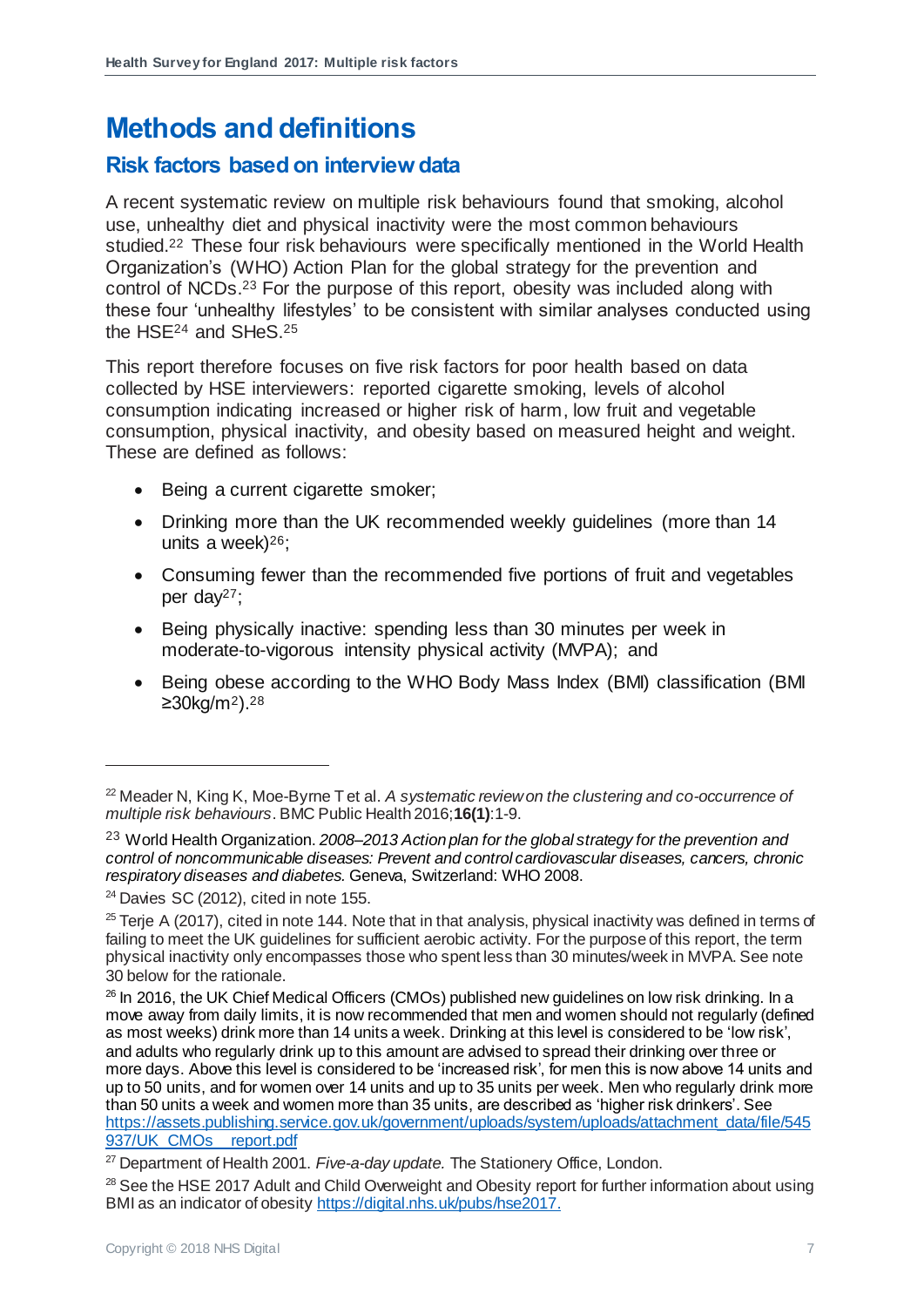# Methods and definitions

## Risk factors based on interview data

A recent systematic review on multiple risk behaviours found that smoking, alcohol use, unhealthy diet and physical inactivity were the most common behaviours studied.[22] These four risk behaviours were specifically mentioned in the World Health Organization's (WHO) Action Plan for the global strategy for the prevention and control of NCDs.[23] For the purpose of this report, obesity was included along with these four 'unhealthy lifestyles' to be consistent with similar analyses conducted using the HSE[24] and SHeS.[25]

This report therefore focuses on five risk factors for poor health based on data collected by HSE interviewers: reported cigarette smoking, levels of alcohol consumption indicating increased or higher risk of harm, low fruit and vegetable consumption, physical inactivity, and obesity based on measured height and weight. These are defined as follows:

- Being a current cigarette smoker;
- Drinking more than the UK recommended weekly guidelines (more than 14 units a week)[26];
- Consuming fewer than the recommended five portions of fruit and vegetables per day[27];
- Being physically inactive: spending less than 30 minutes per week in moderate-to-vigorous intensity physical activity (MVPA); and
- Being obese according to the WHO Body Mass Index (BMI) classification (BMI ≥30kg/m$^2$).[28]

---

[22] Meader N, King K, Moe-Byrne T et al. *A systematic review on the clustering and co-occurrence of multiple risk behaviours*. BMC Public Health 2016;**16(1)**:1-9.

[23] World Health Organization. *2008–2013 Action plan for the global strategy for the prevention and control of noncommunicable diseases: Prevent and control cardiovascular diseases, cancers, chronic respiratory diseases and diabetes.* Geneva, Switzerland: WHO 2008.

[24] Davies SC (2012), cited in note 155.

[25] Terje A (2017), cited in note 144. Note that in that analysis, physical inactivity was defined in terms of failing to meet the UK guidelines for sufficient aerobic activity. For the purpose of this report, the term physical inactivity only encompasses those who spent less than 30 minutes/week in MVPA. See note 30 below for the rationale.

[26] In 2016, the UK Chief Medical Officers (CMOs) published new guidelines on low risk drinking. In a move away from daily limits, it is now recommended that men and women should not regularly (defined as most weeks) drink more than 14 units a week. Drinking at this level is considered to be 'low risk', and adults who regularly drink up to this amount are advised to spread their drinking over three or more days. Above this level is considered to be 'increased risk', for men this is now above 14 units and up to 50 units, and for women over 14 units and up to 35 units per week. Men who regularly drink more than 50 units a week and women more than 35 units, are described as 'higher risk drinkers'. See https://assets.publishing.service.gov.uk/government/uploads/system/uploads/attachment_data/file/545937/UK_CMOs__report.pdf

[27] Department of Health 2001. *Five-a-day update.* The Stationery Office, London.

[28] See the HSE 2017 Adult and Child Overweight and Obesity report for further information about using BMI as an indicator of obesity https://digital.nhs.uk/pubs/hse2017.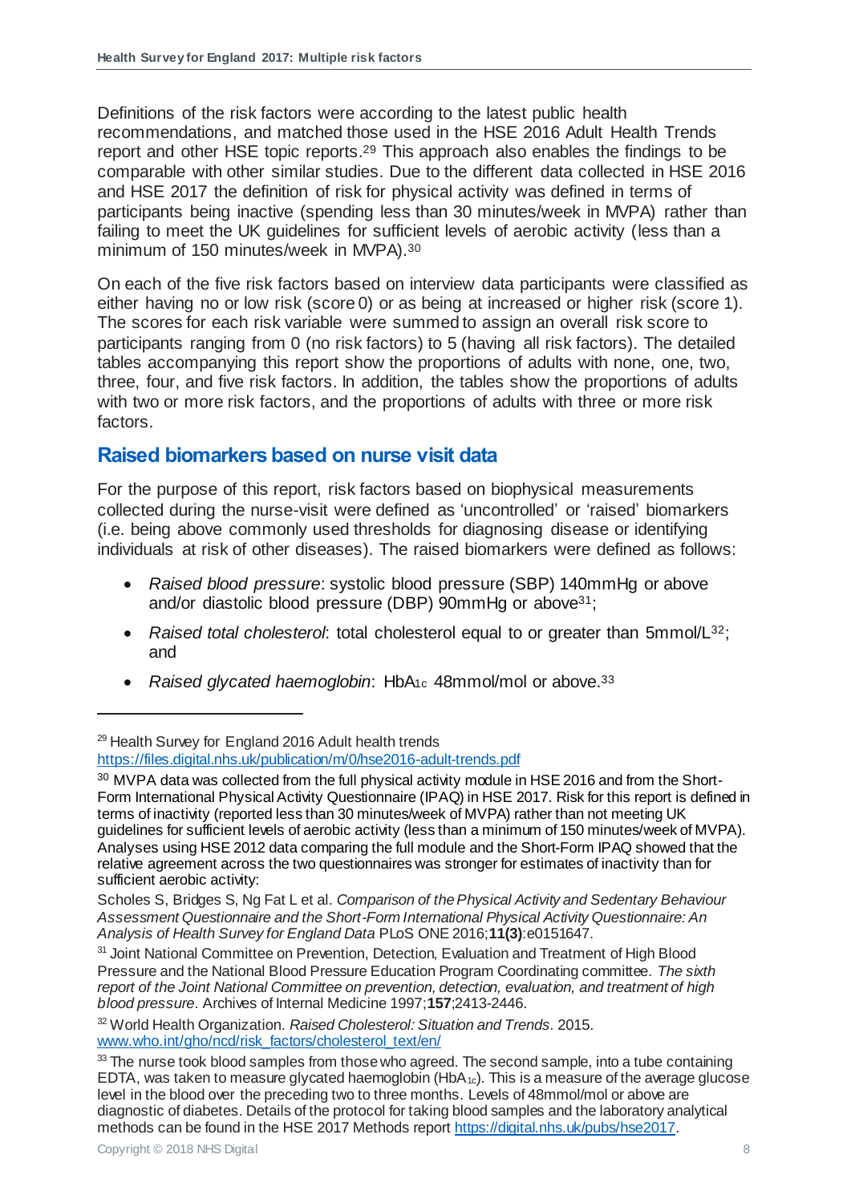Definitions of the risk factors were according to the latest public health recommendations, and matched those used in the HSE 2016 Adult Health Trends report and other HSE topic reports.[29] This approach also enables the findings to be comparable with other similar studies. Due to the different data collected in HSE 2016 and HSE 2017 the definition of risk for physical activity was defined in terms of participants being inactive (spending less than 30 minutes/week in MVPA) rather than failing to meet the UK guidelines for sufficient levels of aerobic activity (less than a minimum of 150 minutes/week in MVPA).[30]

On each of the five risk factors based on interview data participants were classified as either having no or low risk (score 0) or as being at increased or higher risk (score 1). The scores for each risk variable were summed to assign an overall risk score to participants ranging from 0 (no risk factors) to 5 (having all risk factors). The detailed tables accompanying this report show the proportions of adults with none, one, two, three, four, and five risk factors. In addition, the tables show the proportions of adults with two or more risk factors, and the proportions of adults with three or more risk factors.

## Raised biomarkers based on nurse visit data

For the purpose of this report, risk factors based on biophysical measurements collected during the nurse-visit were defined as 'uncontrolled' or 'raised' biomarkers (i.e. being above commonly used thresholds for diagnosing disease or identifying individuals at risk of other diseases). The raised biomarkers were defined as follows:

- *Raised blood pressure*: systolic blood pressure (SBP) 140mmHg or above and/or diastolic blood pressure (DBP) 90mmHg or above[31];
- *Raised total cholesterol*: total cholesterol equal to or greater than 5mmol/L[32]; and
- *Raised glycated haemoglobin*: $HbA_{1c}$ 48mmol/mol or above.[33]

---

[29] Health Survey for England 2016 Adult health trends https://files.digital.nhs.uk/publication/m/0/hse2016-adult-trends.pdf

[30] MVPA data was collected from the full physical activity module in HSE 2016 and from the Short-Form International Physical Activity Questionnaire (IPAQ) in HSE 2017. Risk for this report is defined in terms of inactivity (reported less than 30 minutes/week of MVPA) rather than not meeting UK guidelines for sufficient levels of aerobic activity (less than a minimum of 150 minutes/week of MVPA). Analyses using HSE 2012 data comparing the full module and the Short-Form IPAQ showed that the relative agreement across the two questionnaires was stronger for estimates of inactivity than for sufficient aerobic activity:

Scholes S, Bridges S, Ng Fat L et al. *Comparison of the Physical Activity and Sedentary Behaviour Assessment Questionnaire and the Short-Form International Physical Activity Questionnaire: An Analysis of Health Survey for England Data* PLoS ONE 2016;**11(3)**:e0151647.

[31] Joint National Committee on Prevention, Detection, Evaluation and Treatment of High Blood Pressure and the National Blood Pressure Education Program Coordinating committee. *The sixth report of the Joint National Committee on prevention, detection, evaluation, and treatment of high blood pressure*. Archives of Internal Medicine 1997;**157**;2413-2446.

[32] World Health Organization. *Raised Cholesterol: Situation and Trends*. 2015. www.who.int/gho/ncd/risk_factors/cholesterol_text/en/

[33] The nurse took blood samples from those who agreed. The second sample, into a tube containing EDTA, was taken to measure glycated haemoglobin ($HbA_{1c}$). This is a measure of the average glucose level in the blood over the preceding two to three months. Levels of 48mmol/mol or above are diagnostic of diabetes. Details of the protocol for taking blood samples and the laboratory analytical methods can be found in the HSE 2017 Methods report https://digital.nhs.uk/pubs/hse2017.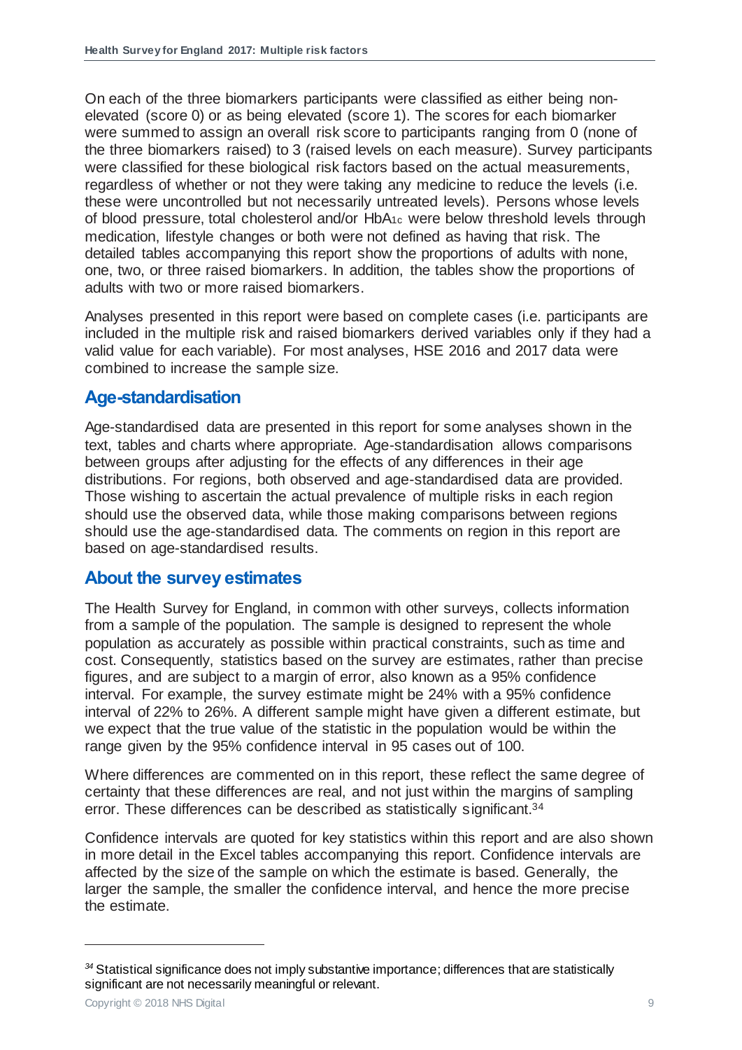On each of the three biomarkers participants were classified as either being non-elevated (score 0) or as being elevated (score 1). The scores for each biomarker were summed to assign an overall risk score to participants ranging from 0 (none of the three biomarkers raised) to 3 (raised levels on each measure). Survey participants were classified for these biological risk factors based on the actual measurements, regardless of whether or not they were taking any medicine to reduce the levels (i.e. these were uncontrolled but not necessarily untreated levels). Persons whose levels of blood pressure, total cholesterol and/or $HbA_{1c}$ were below threshold levels through medication, lifestyle changes or both were not defined as having that risk. The detailed tables accompanying this report show the proportions of adults with none, one, two, or three raised biomarkers. In addition, the tables show the proportions of adults with two or more raised biomarkers.

Analyses presented in this report were based on complete cases (i.e. participants are included in the multiple risk and raised biomarkers derived variables only if they had a valid value for each variable). For most analyses, HSE 2016 and 2017 data were combined to increase the sample size.

## Age-standardisation

Age-standardised data are presented in this report for some analyses shown in the text, tables and charts where appropriate. Age-standardisation allows comparisons between groups after adjusting for the effects of any differences in their age distributions. For regions, both observed and age-standardised data are provided. Those wishing to ascertain the actual prevalence of multiple risks in each region should use the observed data, while those making comparisons between regions should use the age-standardised data. The comments on region in this report are based on age-standardised results.

## About the survey estimates

The Health Survey for England, in common with other surveys, collects information from a sample of the population. The sample is designed to represent the whole population as accurately as possible within practical constraints, such as time and cost. Consequently, statistics based on the survey are estimates, rather than precise figures, and are subject to a margin of error, also known as a 95% confidence interval. For example, the survey estimate might be 24% with a 95% confidence interval of 22% to 26%. A different sample might have given a different estimate, but we expect that the true value of the statistic in the population would be within the range given by the 95% confidence interval in 95 cases out of 100.

Where differences are commented on in this report, these reflect the same degree of certainty that these differences are real, and not just within the margins of sampling error. These differences can be described as statistically significant.[34]

Confidence intervals are quoted for key statistics within this report and are also shown in more detail in the Excel tables accompanying this report. Confidence intervals are affected by the size of the sample on which the estimate is based. Generally, the larger the sample, the smaller the confidence interval, and hence the more precise the estimate.

---

[34] Statistical significance does not imply substantive importance; differences that are statistically significant are not necessarily meaningful or relevant.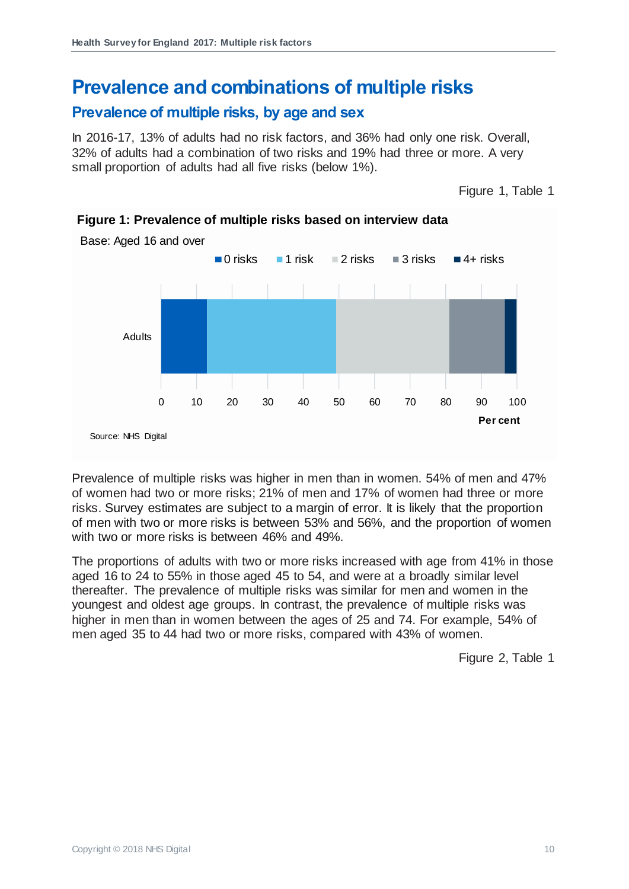# Prevalence and combinations of multiple risks

## Prevalence of multiple risks, by age and sex

In 2016-17, 13% of adults had no risk factors, and 36% had only one risk. Overall, 32% of adults had a combination of two risks and 19% had three or more. A very small proportion of adults had all five risks (below 1%).

Figure 1, Table 1

**Figure 1: Prevalence of multiple risks based on interview data**

Base: Aged 16 and over

Source: NHS Digital

Prevalence of multiple risks was higher in men than in women. 54% of men and 47% of women had two or more risks; 21% of men and 17% of women had three or more risks. Survey estimates are subject to a margin of error. It is likely that the proportion of men with two or more risks is between 53% and 56%, and the proportion of women with two or more risks is between 46% and 49%.

The proportions of adults with two or more risks increased with age from 41% in those aged 16 to 24 to 55% in those aged 45 to 54, and were at a broadly similar level thereafter. The prevalence of multiple risks was similar for men and women in the youngest and oldest age groups. In contrast, the prevalence of multiple risks was higher in men than in women between the ages of 25 and 74. For example, 54% of men aged 35 to 44 had two or more risks, compared with 43% of women.

Figure 2, Table 1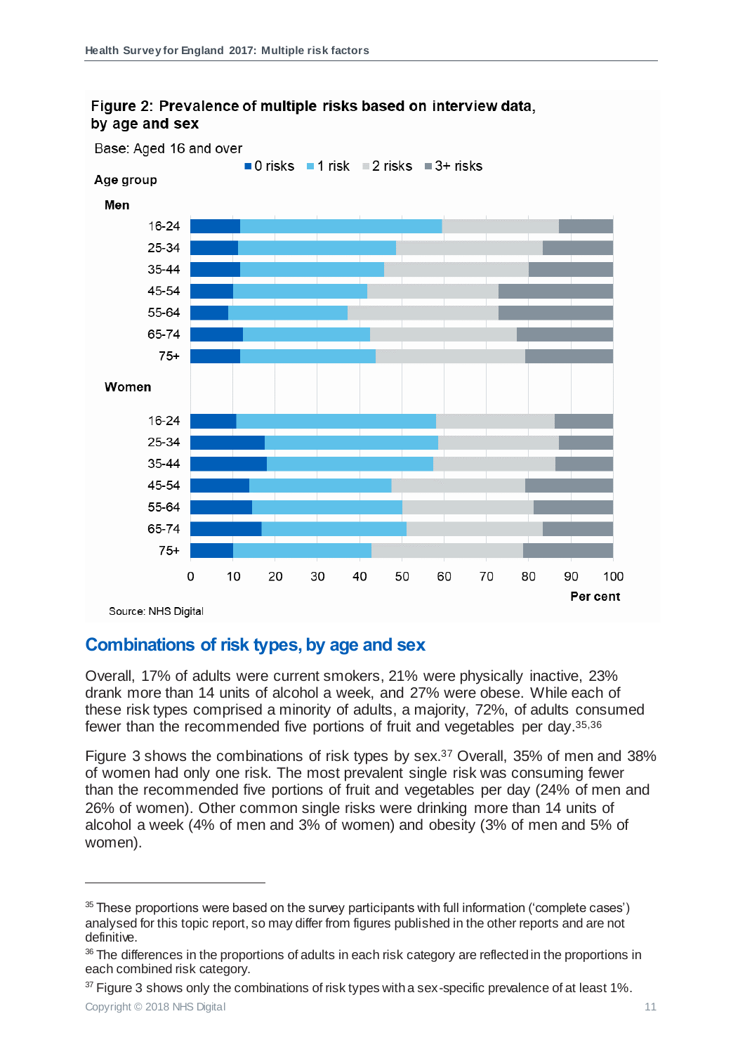Figure 2: Prevalence of multiple risks based on interview data, by age and sex

Base: Aged 16 and over

Source: NHS Digital

## Combinations of risk types, by age and sex

Overall, 17% of adults were current smokers, 21% were physically inactive, 23% drank more than 14 units of alcohol a week, and 27% were obese. While each of these risk types comprised a minority of adults, a majority, 72%, of adults consumed fewer than the recommended five portions of fruit and vegetables per day.[35,36]

Figure 3 shows the combinations of risk types by sex.[37] Overall, 35% of men and 38% of women had only one risk. The most prevalent single risk was consuming fewer than the recommended five portions of fruit and vegetables per day (24% of men and 26% of women). Other common single risks were drinking more than 14 units of alcohol a week (4% of men and 3% of women) and obesity (3% of men and 5% of women).

---

[35] These proportions were based on the survey participants with full information ('complete cases') analysed for this topic report, so may differ from figures published in the other reports and are not definitive.

[36] The differences in the proportions of adults in each risk category are reflected in the proportions in each combined risk category.

[37] Figure 3 shows only the combinations of risk types with a sex-specific prevalence of at least 1%.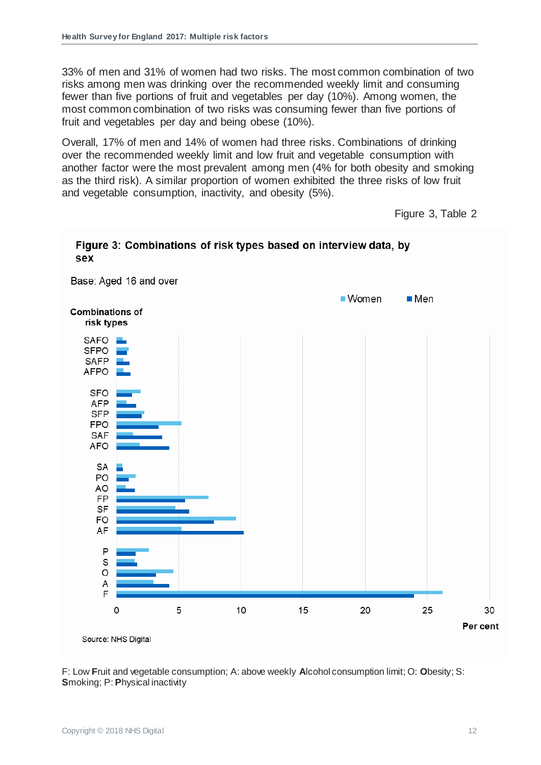33% of men and 31% of women had two risks. The most common combination of two risks among men was drinking over the recommended weekly limit and consuming fewer than five portions of fruit and vegetables per day (10%). Among women, the most common combination of two risks was consuming fewer than five portions of fruit and vegetables per day and being obese (10%).

Overall, 17% of men and 14% of women had three risks. Combinations of drinking over the recommended weekly limit and low fruit and vegetable consumption with another factor were the most prevalent among men (4% for both obesity and smoking as the third risk). A similar proportion of women exhibited the three risks of low fruit and vegetable consumption, inactivity, and obesity (5%).

Figure 3, Table 2

**Figure 3: Combinations of risk types based on interview data, by sex**

Base: Aged 16 and over

Source: NHS Digital

F: Low **F**ruit and vegetable consumption; A: above weekly **A**lcohol consumption limit; O: **O**besity; S: **S**moking; P: **P**hysical inactivity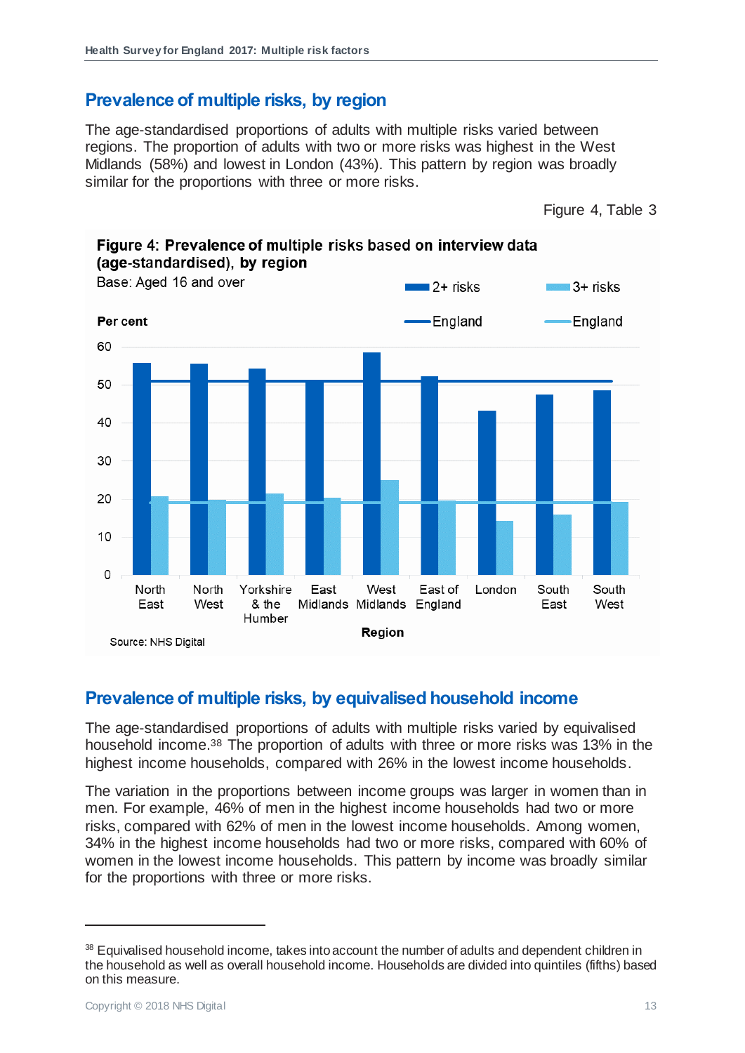## Prevalence of multiple risks, by region

The age-standardised proportions of adults with multiple risks varied between regions. The proportion of adults with two or more risks was highest in the West Midlands (58%) and lowest in London (43%). This pattern by region was broadly similar for the proportions with three or more risks.

Figure 4, Table 3

**Figure 4: Prevalence of multiple risks based on interview data (age-standardised), by region**

Base: Aged 16 and over

Source: NHS Digital

## Prevalence of multiple risks, by equivalised household income

The age-standardised proportions of adults with multiple risks varied by equivalised household income.[38] The proportion of adults with three or more risks was 13% in the highest income households, compared with 26% in the lowest income households.

The variation in the proportions between income groups was larger in women than in men. For example, 46% of men in the highest income households had two or more risks, compared with 62% of men in the lowest income households. Among women, 34% in the highest income households had two or more risks, compared with 60% of women in the lowest income households. This pattern by income was broadly similar for the proportions with three or more risks.

---

[38] Equivalised household income, takes into account the number of adults and dependent children in the household as well as overall household income. Households are divided into quintiles (fifths) based on this measure.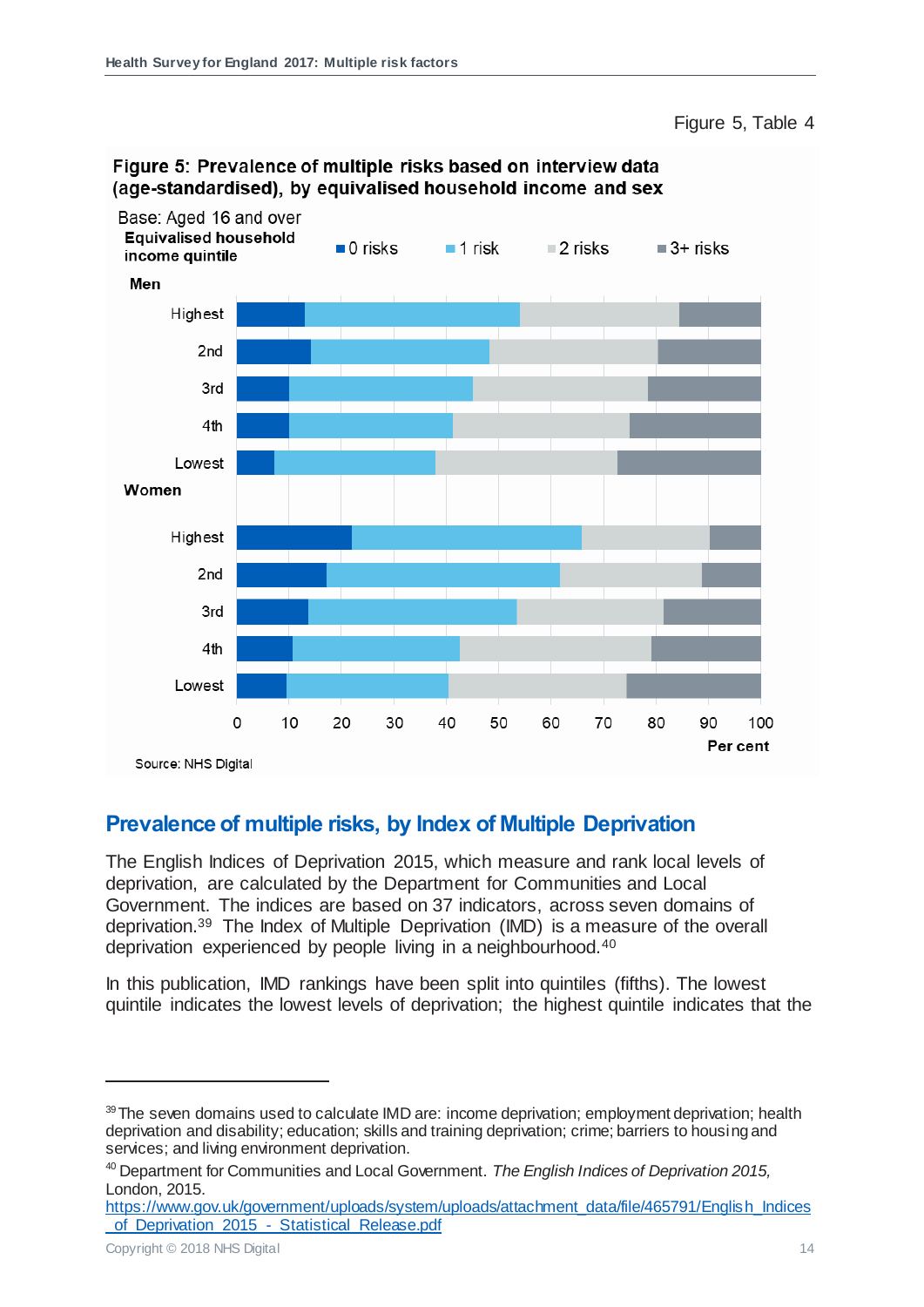Figure 5, Table 4

**Figure 5: Prevalence of multiple risks based on interview data (age-standardised), by equivalised household income and sex**

Base: Aged 16 and over

Source: NHS Digital

## Prevalence of multiple risks, by Index of Multiple Deprivation

The English Indices of Deprivation 2015, which measure and rank local levels of deprivation, are calculated by the Department for Communities and Local Government. The indices are based on 37 indicators, across seven domains of deprivation.[39] The Index of Multiple Deprivation (IMD) is a measure of the overall deprivation experienced by people living in a neighbourhood.[40]

In this publication, IMD rankings have been split into quintiles (fifths). The lowest quintile indicates the lowest levels of deprivation; the highest quintile indicates that the

[39] The seven domains used to calculate IMD are: income deprivation; employment deprivation; health deprivation and disability; education; skills and training deprivation; crime; barriers to housing and services; and living environment deprivation.

[40] Department for Communities and Local Government. *The English Indices of Deprivation 2015,* London, 2015. https://www.gov.uk/government/uploads/system/uploads/attachment_data/file/465791/English_Indices_of_Deprivation_2015_-_Statistical_Release.pdf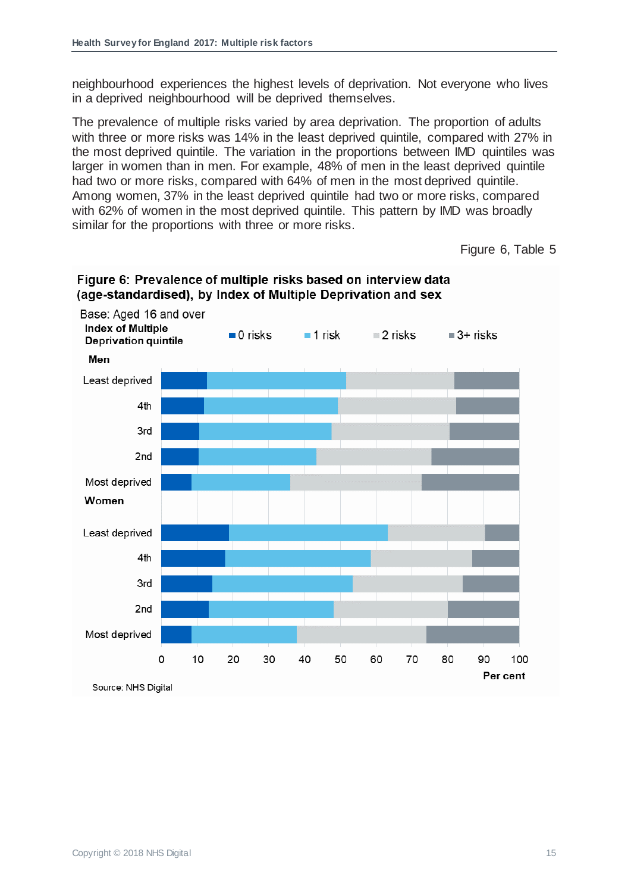neighbourhood experiences the highest levels of deprivation. Not everyone who lives in a deprived neighbourhood will be deprived themselves.

The prevalence of multiple risks varied by area deprivation. The proportion of adults with three or more risks was 14% in the least deprived quintile, compared with 27% in the most deprived quintile. The variation in the proportions between IMD quintiles was larger in women than in men. For example, 48% of men in the least deprived quintile had two or more risks, compared with 64% of men in the most deprived quintile. Among women, 37% in the least deprived quintile had two or more risks, compared with 62% of women in the most deprived quintile. This pattern by IMD was broadly similar for the proportions with three or more risks.

Figure 6, Table 5

**Figure 6: Prevalence of multiple risks based on interview data (age-standardised), by Index of Multiple Deprivation and sex**

Base: Aged 16 and over

**Index of Multiple Deprivation quintile**

Legend: 0 risks, 1 risk, 2 risks, 3+ risks

**Men**: Least deprived, 4th, 3rd, 2nd, Most deprived

**Women**: Least deprived, 4th, 3rd, 2nd, Most deprived

0 10 20 30 40 50 60 70 80 90 100

**Per cent**

Source: NHS Digital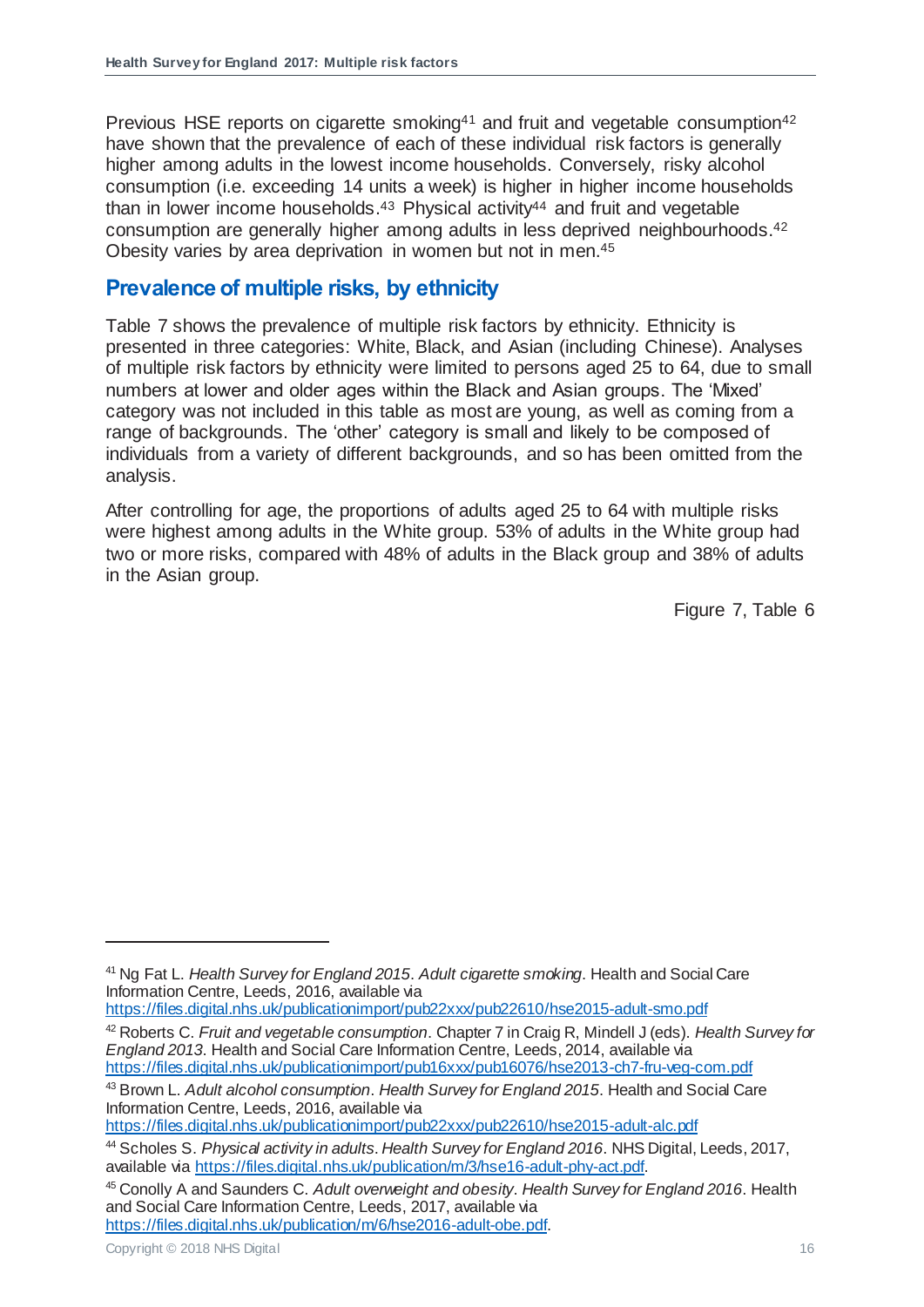Previous HSE reports on cigarette smoking[41] and fruit and vegetable consumption[42] have shown that the prevalence of each of these individual risk factors is generally higher among adults in the lowest income households. Conversely, risky alcohol consumption (i.e. exceeding 14 units a week) is higher in higher income households than in lower income households.[43] Physical activity[44] and fruit and vegetable consumption are generally higher among adults in less deprived neighbourhoods.[42] Obesity varies by area deprivation in women but not in men.[45]

## Prevalence of multiple risks, by ethnicity

Table 7 shows the prevalence of multiple risk factors by ethnicity. Ethnicity is presented in three categories: White, Black, and Asian (including Chinese). Analyses of multiple risk factors by ethnicity were limited to persons aged 25 to 64, due to small numbers at lower and older ages within the Black and Asian groups. The 'Mixed' category was not included in this table as most are young, as well as coming from a range of backgrounds. The 'other' category is small and likely to be composed of individuals from a variety of different backgrounds, and so has been omitted from the analysis.

After controlling for age, the proportions of adults aged 25 to 64 with multiple risks were highest among adults in the White group. 53% of adults in the White group had two or more risks, compared with 48% of adults in the Black group and 38% of adults in the Asian group.

Figure 7, Table 6

---

[41] Ng Fat L. *Health Survey for England 2015. Adult cigarette smoking*. Health and Social Care Information Centre, Leeds, 2016, available via https://files.digital.nhs.uk/publicationimport/pub22xxx/pub22610/hse2015-adult-smo.pdf

[42] Roberts C. *Fruit and vegetable consumption*. Chapter 7 in Craig R, Mindell J (eds). *Health Survey for England 2013*. Health and Social Care Information Centre, Leeds, 2014, available via https://files.digital.nhs.uk/publicationimport/pub16xxx/pub16076/hse2013-ch7-fru-veg-com.pdf

[43] Brown L. *Adult alcohol consumption*. *Health Survey for England 2015*. Health and Social Care Information Centre, Leeds, 2016, available via https://files.digital.nhs.uk/publicationimport/pub22xxx/pub22610/hse2015-adult-alc.pdf

[44] Scholes S. *Physical activity in adults*. *Health Survey for England 2016*. NHS Digital, Leeds, 2017, available via https://files.digital.nhs.uk/publication/m/3/hse16-adult-phy-act.pdf.

[45] Conolly A and Saunders C. *Adult overweight and obesity*. *Health Survey for England 2016*. Health and Social Care Information Centre, Leeds, 2017, available via https://files.digital.nhs.uk/publication/m/6/hse2016-adult-obe.pdf.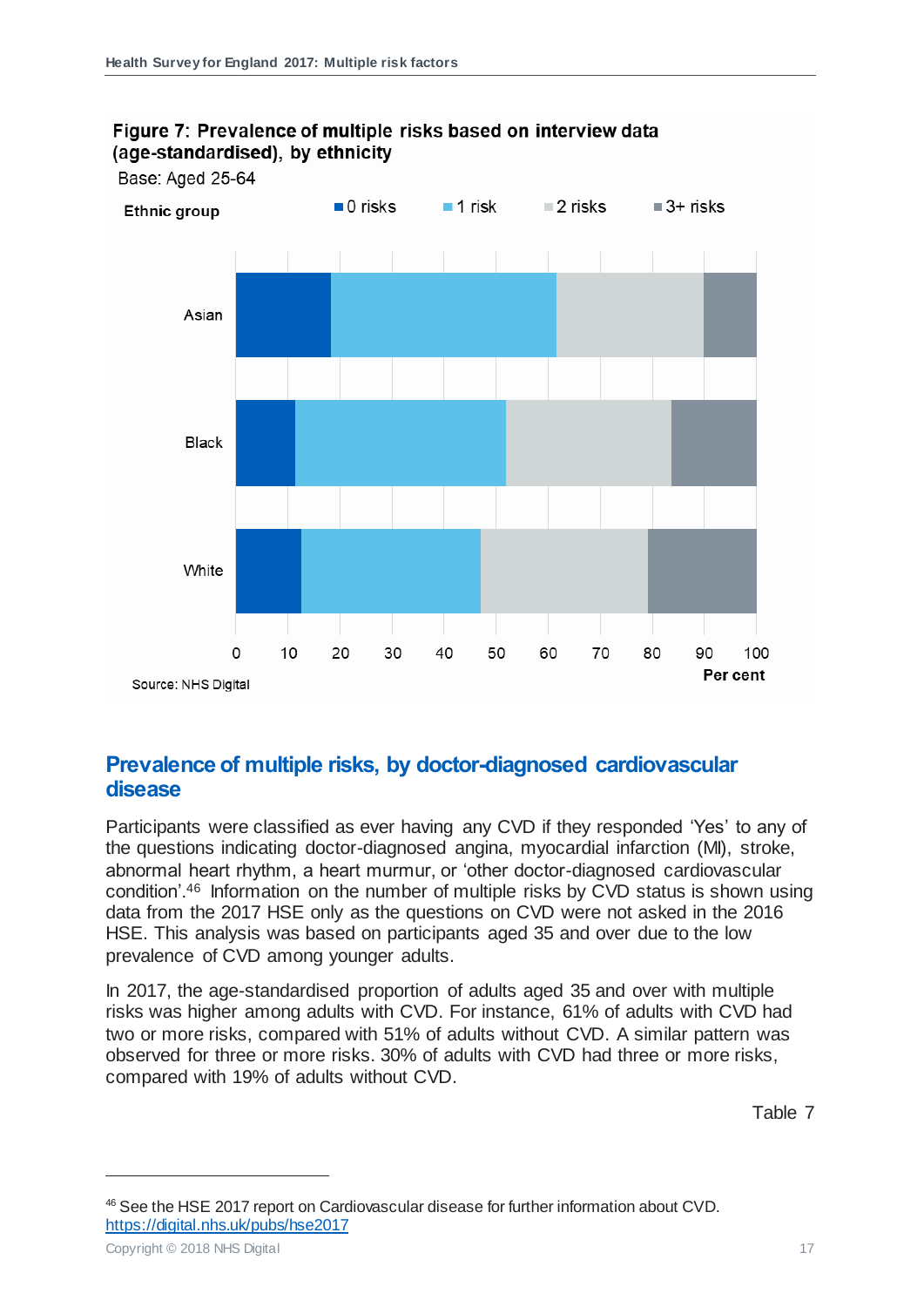**Figure 7: Prevalence of multiple risks based on interview data (age-standardised), by ethnicity**

Base: Aged 25-64

Source: NHS Digital

## Prevalence of multiple risks, by doctor-diagnosed cardiovascular disease

Participants were classified as ever having any CVD if they responded 'Yes' to any of the questions indicating doctor-diagnosed angina, myocardial infarction (MI), stroke, abnormal heart rhythm, a heart murmur, or 'other doctor-diagnosed cardiovascular condition'.[46] Information on the number of multiple risks by CVD status is shown using data from the 2017 HSE only as the questions on CVD were not asked in the 2016 HSE. This analysis was based on participants aged 35 and over due to the low prevalence of CVD among younger adults.

In 2017, the age-standardised proportion of adults aged 35 and over with multiple risks was higher among adults with CVD. For instance, 61% of adults with CVD had two or more risks, compared with 51% of adults without CVD. A similar pattern was observed for three or more risks. 30% of adults with CVD had three or more risks, compared with 19% of adults without CVD.

Table 7

[46] See the HSE 2017 report on Cardiovascular disease for further information about CVD. https://digital.nhs.uk/pubs/hse2017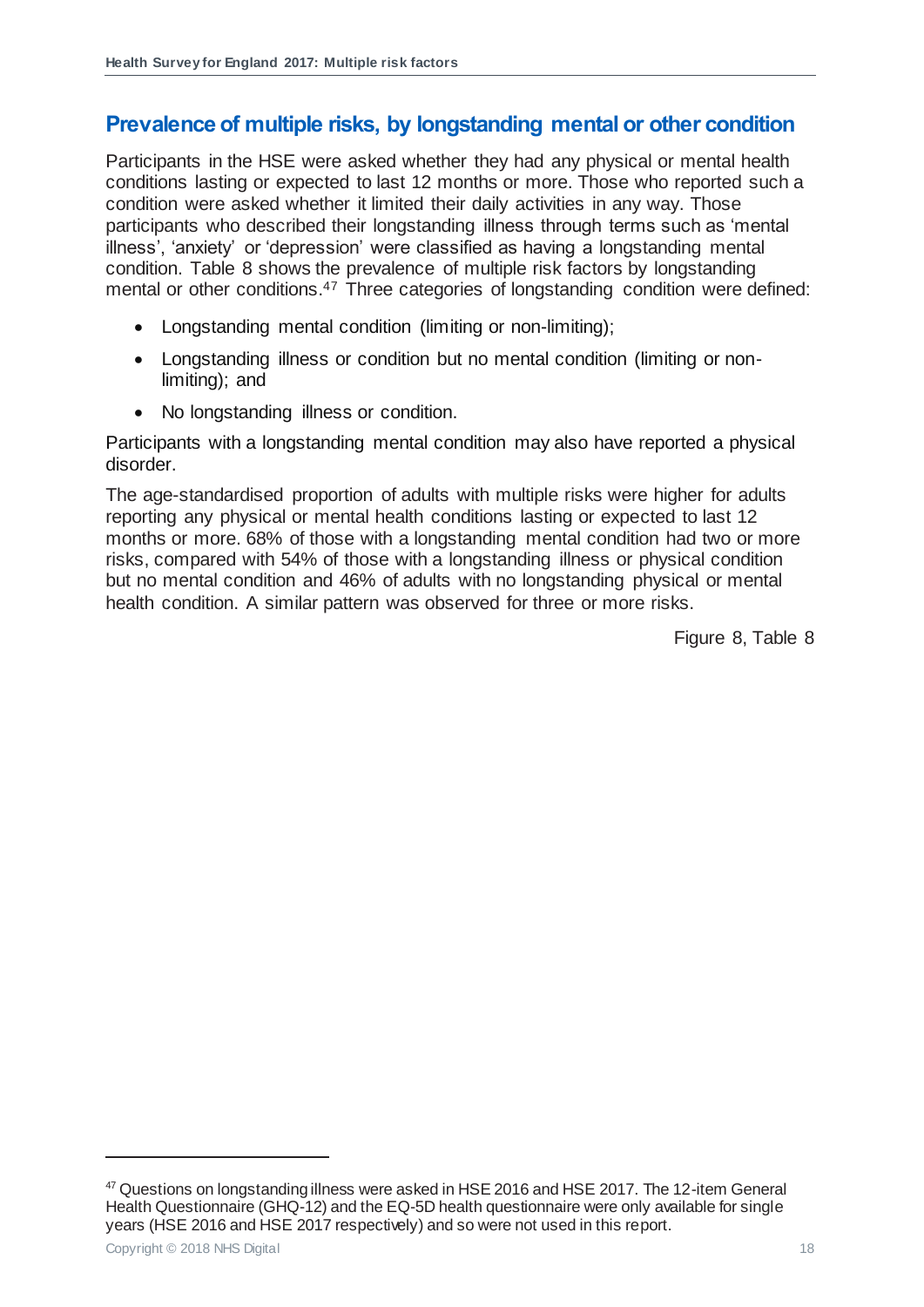## Prevalence of multiple risks, by longstanding mental or other condition

Participants in the HSE were asked whether they had any physical or mental health conditions lasting or expected to last 12 months or more. Those who reported such a condition were asked whether it limited their daily activities in any way. Those participants who described their longstanding illness through terms such as 'mental illness', 'anxiety' or 'depression' were classified as having a longstanding mental condition. Table 8 shows the prevalence of multiple risk factors by longstanding mental or other conditions.[47] Three categories of longstanding condition were defined:

- Longstanding mental condition (limiting or non-limiting);
- Longstanding illness or condition but no mental condition (limiting or non-limiting); and
- No longstanding illness or condition.

Participants with a longstanding mental condition may also have reported a physical disorder.

The age-standardised proportion of adults with multiple risks were higher for adults reporting any physical or mental health conditions lasting or expected to last 12 months or more. 68% of those with a longstanding mental condition had two or more risks, compared with 54% of those with a longstanding illness or physical condition but no mental condition and 46% of adults with no longstanding physical or mental health condition. A similar pattern was observed for three or more risks.

Figure 8, Table 8

---

[47] Questions on longstanding illness were asked in HSE 2016 and HSE 2017. The 12-item General Health Questionnaire (GHQ-12) and the EQ-5D health questionnaire were only available for single years (HSE 2016 and HSE 2017 respectively) and so were not used in this report.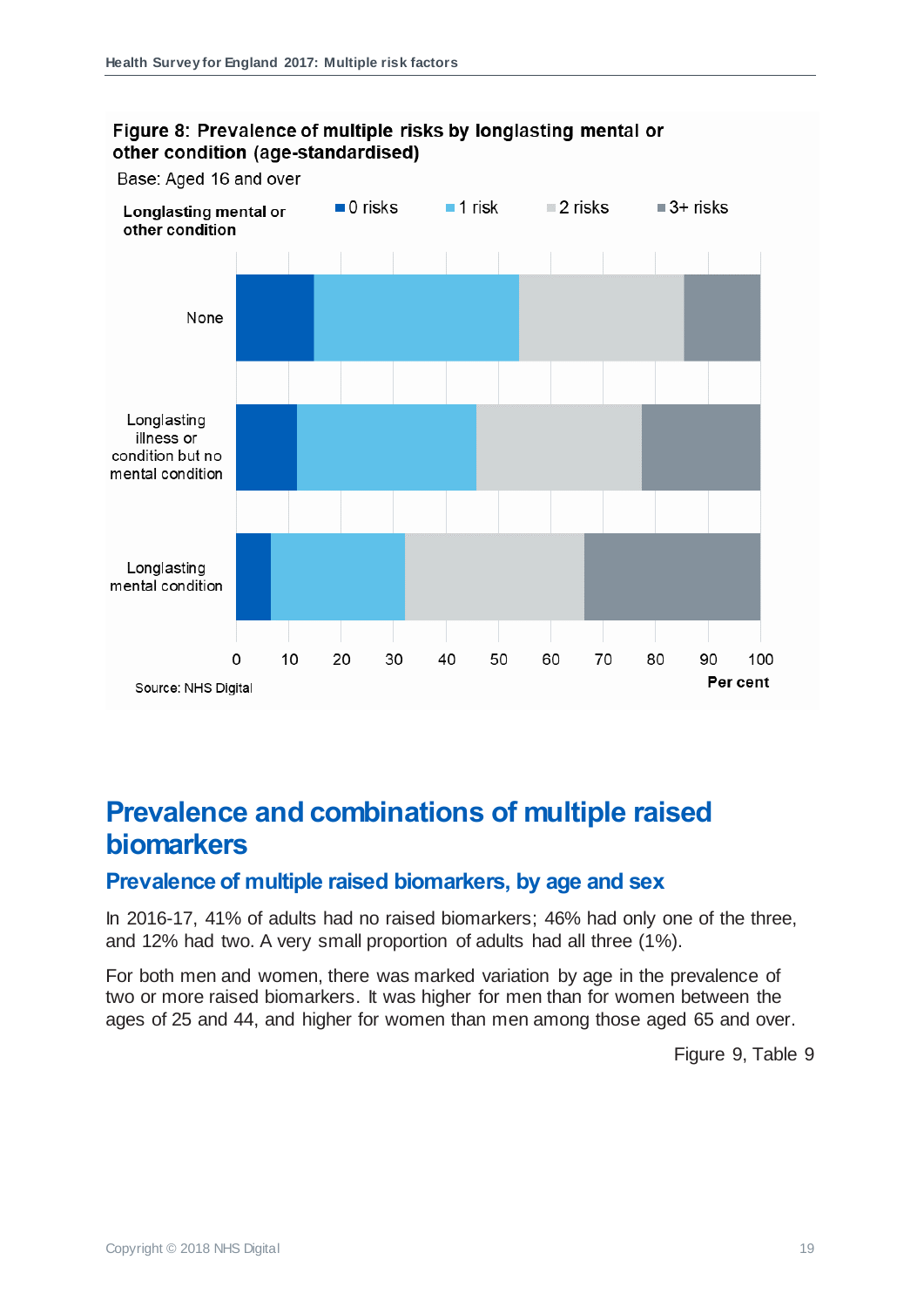**Figure 8: Prevalence of multiple risks by longlasting mental or other condition (age-standardised)**

Base: Aged 16 and over

**Longlasting mental or other condition**

■ 0 risks ■ 1 risk ■ 2 risks ■ 3+ risks

None

Longlasting illness or condition but no mental condition

Longlasting mental condition

0 10 20 30 40 50 60 70 80 90 100

**Per cent**

Source: NHS Digital

# Prevalence and combinations of multiple raised biomarkers

## Prevalence of multiple raised biomarkers, by age and sex

In 2016-17, 41% of adults had no raised biomarkers; 46% had only one of the three, and 12% had two. A very small proportion of adults had all three (1%).

For both men and women, there was marked variation by age in the prevalence of two or more raised biomarkers. It was higher for men than for women between the ages of 25 and 44, and higher for women than men among those aged 65 and over.

Figure 9, Table 9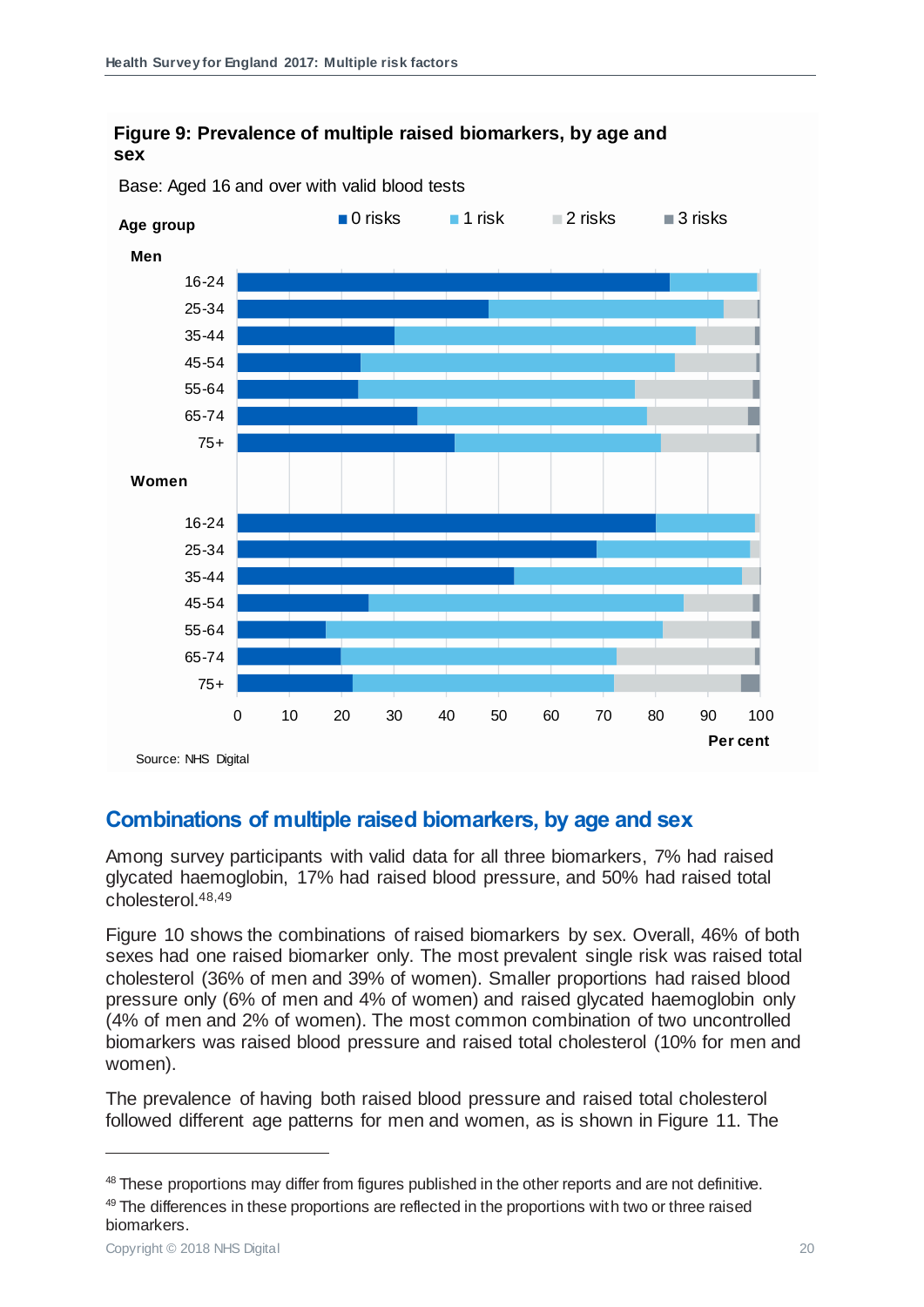**Figure 9: Prevalence of multiple raised biomarkers, by age and sex**

Base: Aged 16 and over with valid blood tests

Source: NHS Digital

## Combinations of multiple raised biomarkers, by age and sex

Among survey participants with valid data for all three biomarkers, 7% had raised glycated haemoglobin, 17% had raised blood pressure, and 50% had raised total cholesterol.[48,49]

Figure 10 shows the combinations of raised biomarkers by sex. Overall, 46% of both sexes had one raised biomarker only. The most prevalent single risk was raised total cholesterol (36% of men and 39% of women). Smaller proportions had raised blood pressure only (6% of men and 4% of women) and raised glycated haemoglobin only (4% of men and 2% of women). The most common combination of two uncontrolled biomarkers was raised blood pressure and raised total cholesterol (10% for men and women).

The prevalence of having both raised blood pressure and raised total cholesterol followed different age patterns for men and women, as is shown in Figure 11. The

---

[48] These proportions may differ from figures published in the other reports and are not definitive.

[49] The differences in these proportions are reflected in the proportions with two or three raised biomarkers.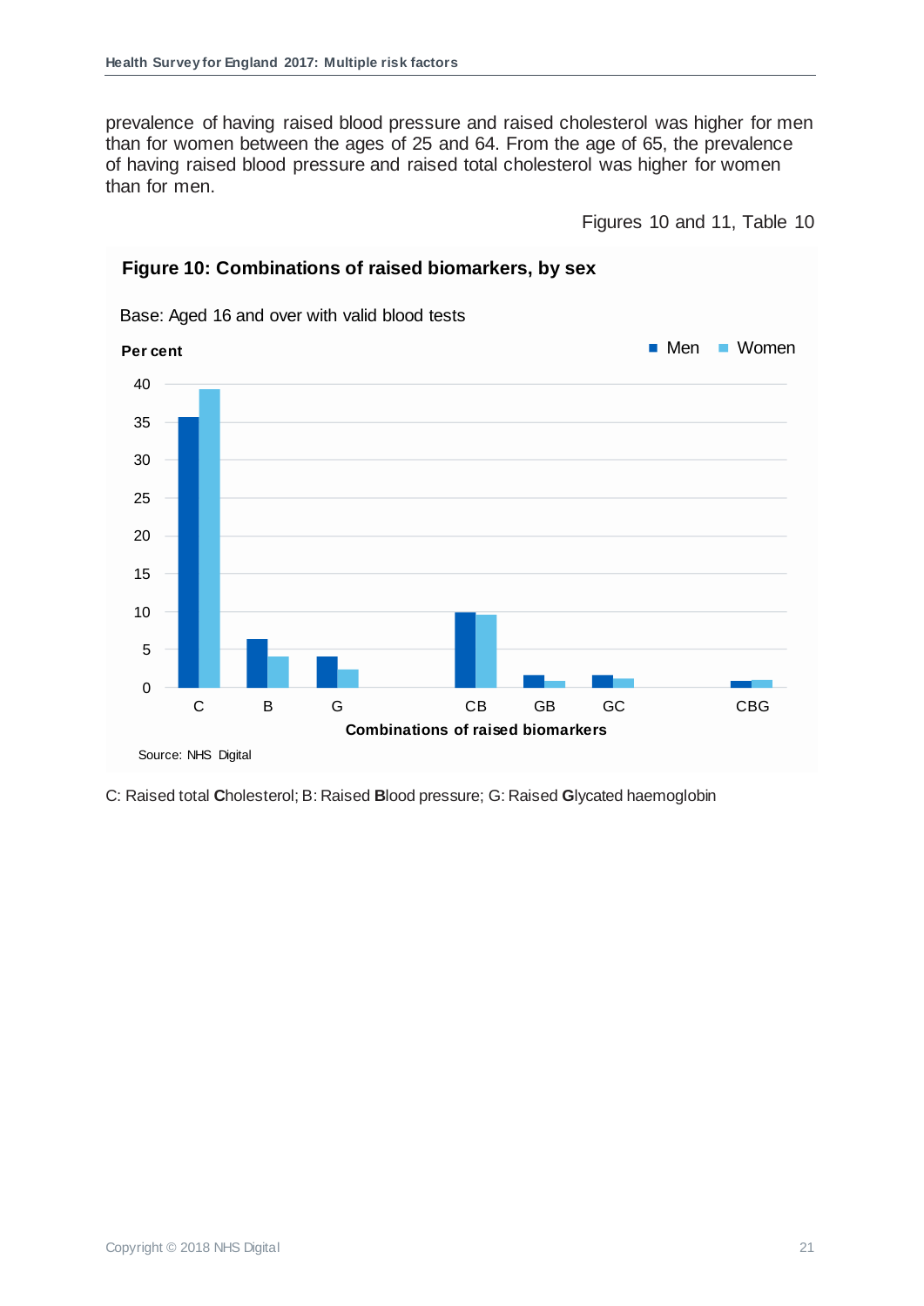prevalence of having raised blood pressure and raised cholesterol was higher for men than for women between the ages of 25 and 64. From the age of 65, the prevalence of having raised blood pressure and raised total cholesterol was higher for women than for men.

Figures 10 and 11, Table 10

**Figure 10: Combinations of raised biomarkers, by sex**

Base: Aged 16 and over with valid blood tests

Source: NHS Digital

C: Raised total **C**holesterol; B: Raised **B**lood pressure; G: Raised **G**lycated haemoglobin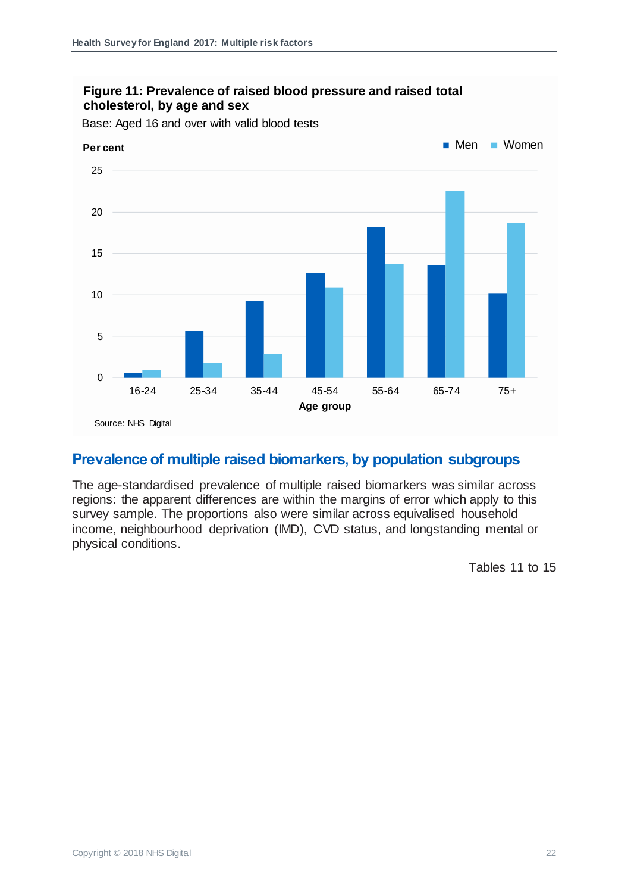**Figure 11: Prevalence of raised blood pressure and raised total cholesterol, by age and sex**

Base: Aged 16 and over with valid blood tests

Source: NHS Digital

## Prevalence of multiple raised biomarkers, by population subgroups

The age-standardised prevalence of multiple raised biomarkers was similar across regions: the apparent differences are within the margins of error which apply to this survey sample. The proportions also were similar across equivalised household income, neighbourhood deprivation (IMD), CVD status, and longstanding mental or physical conditions.

Tables 11 to 15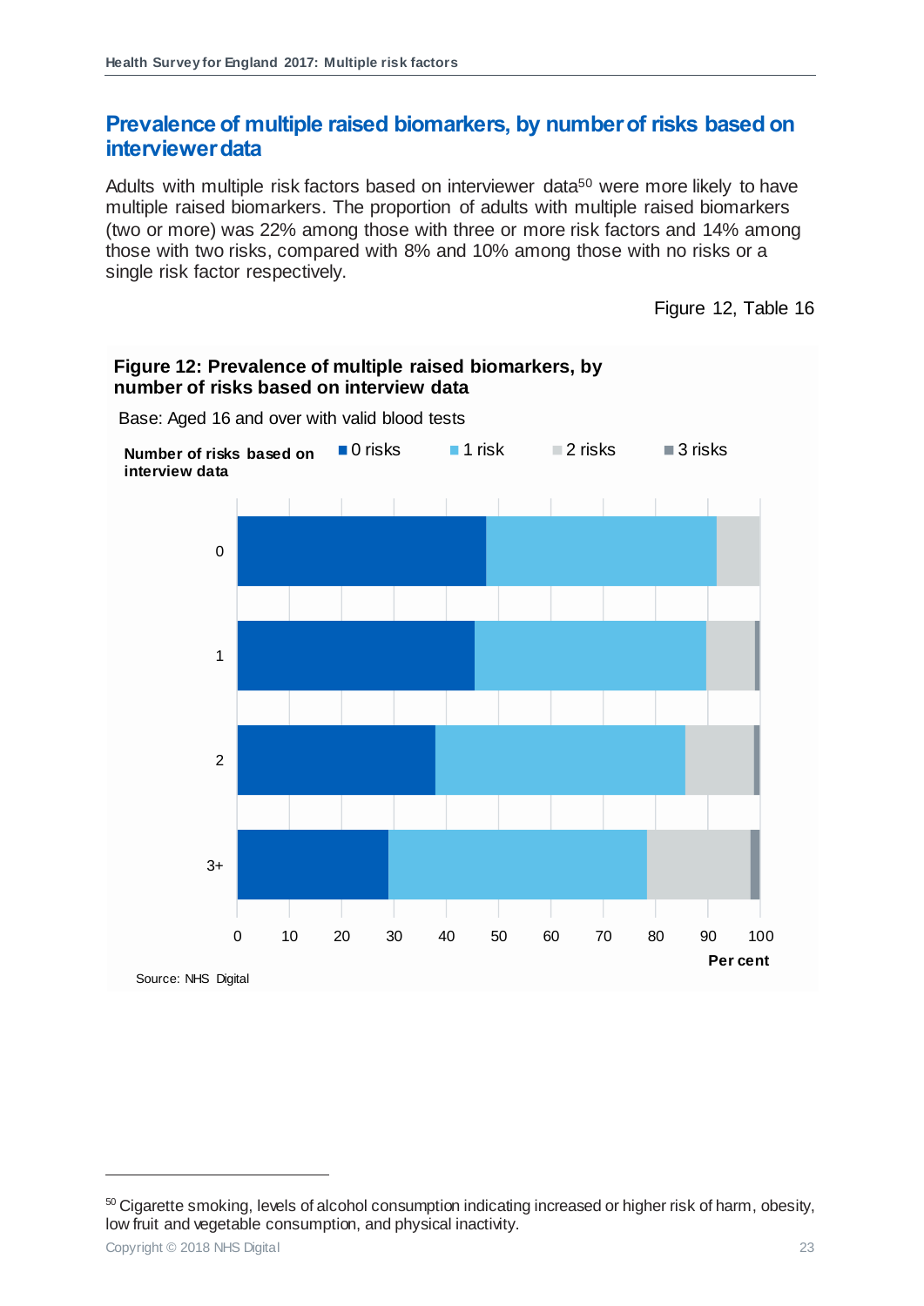## Prevalence of multiple raised biomarkers, by number of risks based on interviewer data

Adults with multiple risk factors based on interviewer data[50] were more likely to have multiple raised biomarkers. The proportion of adults with multiple raised biomarkers (two or more) was 22% among those with three or more risk factors and 14% among those with two risks, compared with 8% and 10% among those with no risks or a single risk factor respectively.

Figure 12, Table 16

**Figure 12: Prevalence of multiple raised biomarkers, by number of risks based on interview data**

Base: Aged 16 and over with valid blood tests

Number of risks based on interview data

■ 0 risks ■ 1 risk ■ 2 risks ■ 3 risks

0

1

2

3+

0 10 20 30 40 50 60 70 80 90 100

Per cent

Source: NHS Digital

[50] Cigarette smoking, levels of alcohol consumption indicating increased or higher risk of harm, obesity, low fruit and vegetable consumption, and physical inactivity.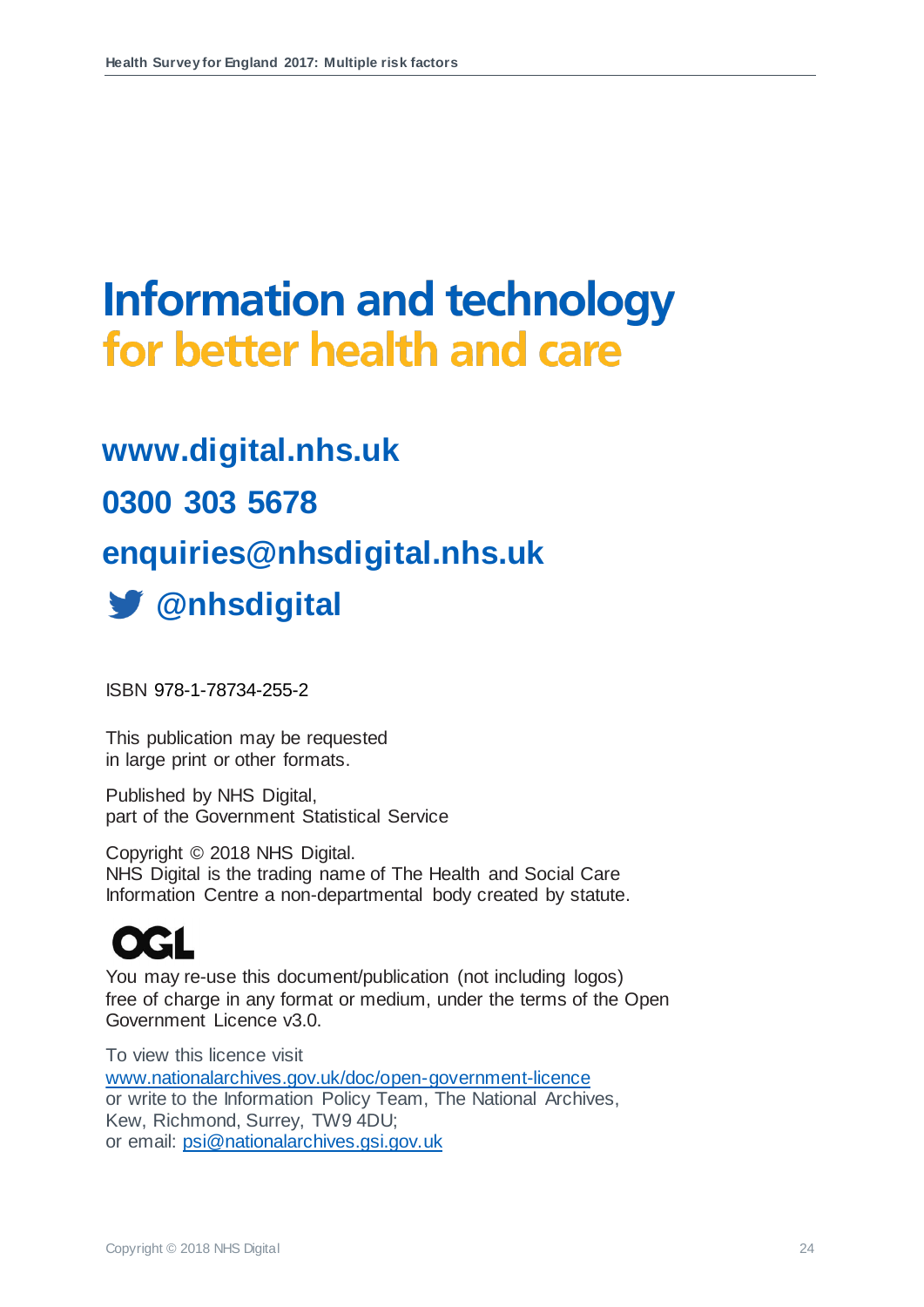# Information and technology
# for better health and care

## www.digital.nhs.uk

## 0300 303 5678

## enquiries@nhsdigital.nhs.uk

## @nhsdigital

ISBN 978-1-78734-255-2

This publication may be requested
in large print or other formats.

Published by NHS Digital,
part of the Government Statistical Service

Copyright © 2018 NHS Digital.
NHS Digital is the trading name of The Health and Social Care Information Centre a non-departmental body created by statute.

OGL

You may re-use this document/publication (not including logos) free of charge in any format or medium, under the terms of the Open Government Licence v3.0.

To view this licence visit
www.nationalarchives.gov.uk/doc/open-government-licence
or write to the Information Policy Team, The National Archives, Kew, Richmond, Surrey, TW9 4DU;
or email: psi@nationalarchives.gsi.gov.uk